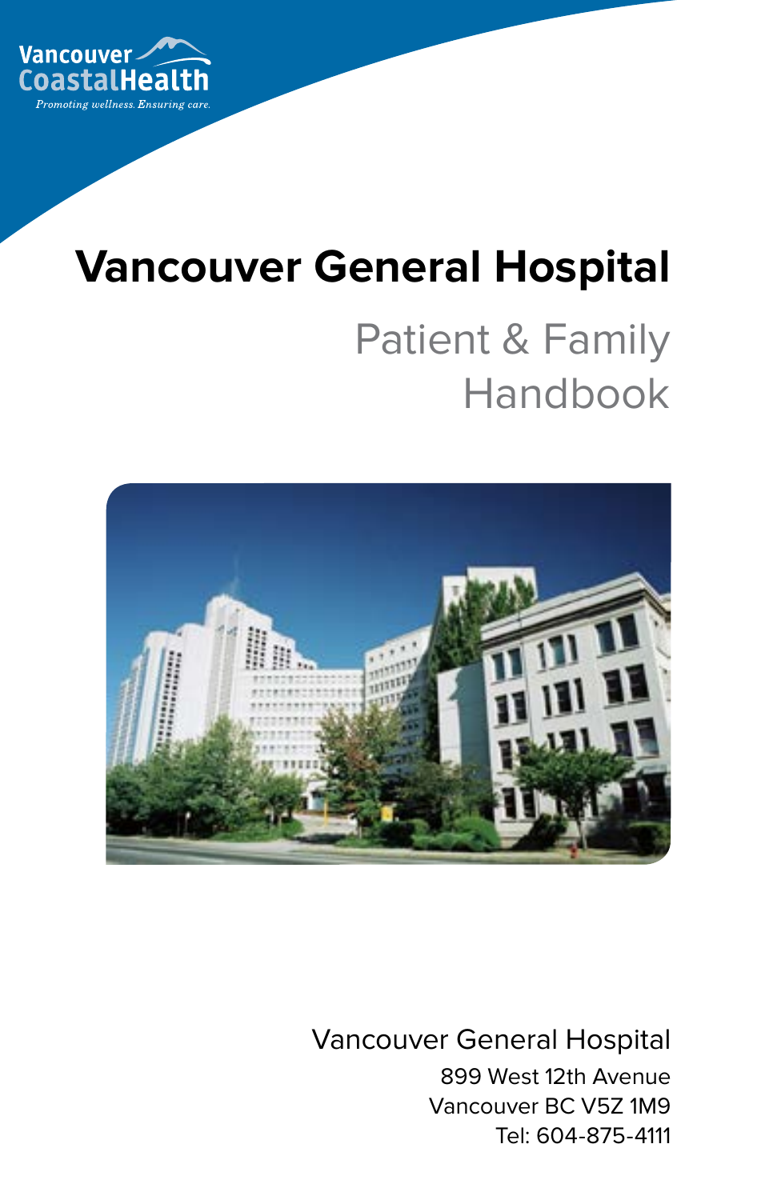Vancouver Coastal Health

*Promoting wellness. Ensuring care.*

# Vancouver General Hospital

## Patient & Family Handbook

Vancouver General Hospital
899 West 12th Avenue
Vancouver BC V5Z 1M9
Tel: 604-875-4111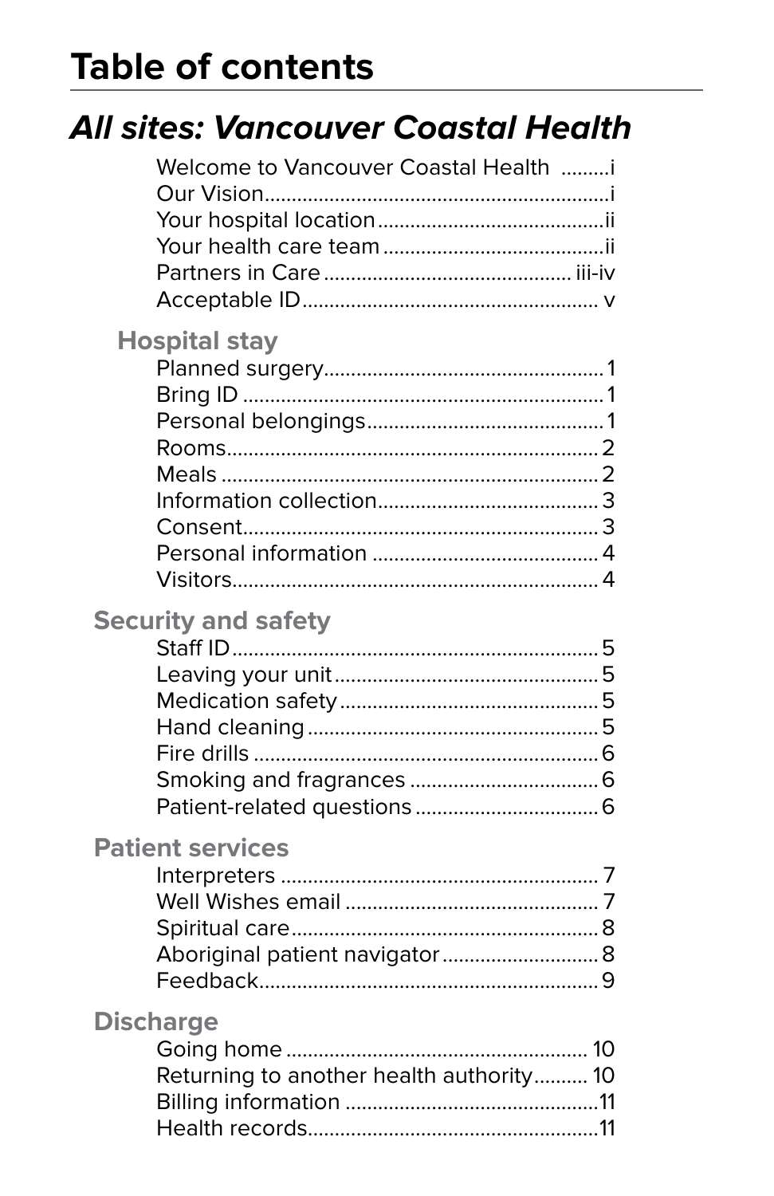# Table of contents

## *All sites: Vancouver Coastal Health*

- Welcome to Vancouver Coastal Health ......... i
- Our Vision ......... i
- Your hospital location ......... ii
- Your health care team ......... ii
- Partners in Care ......... iii-iv
- Acceptable ID ......... v

### Hospital stay

- Planned surgery ......... 1
- Bring ID ......... 1
- Personal belongings ......... 1
- Rooms ......... 2
- Meals ......... 2
- Information collection ......... 3
- Consent ......... 3
- Personal information ......... 4
- Visitors ......... 4

### Security and safety

- Staff ID ......... 5
- Leaving your unit ......... 5
- Medication safety ......... 5
- Hand cleaning ......... 5
- Fire drills ......... 6
- Smoking and fragrances ......... 6
- Patient-related questions ......... 6

### Patient services

- Interpreters ......... 7
- Well Wishes email ......... 7
- Spiritual care ......... 8
- Aboriginal patient navigator ......... 8
- Feedback ......... 9

### Discharge

- Going home ......... 10
- Returning to another health authority ......... 10
- Billing information ......... 11
- Health records ......... 11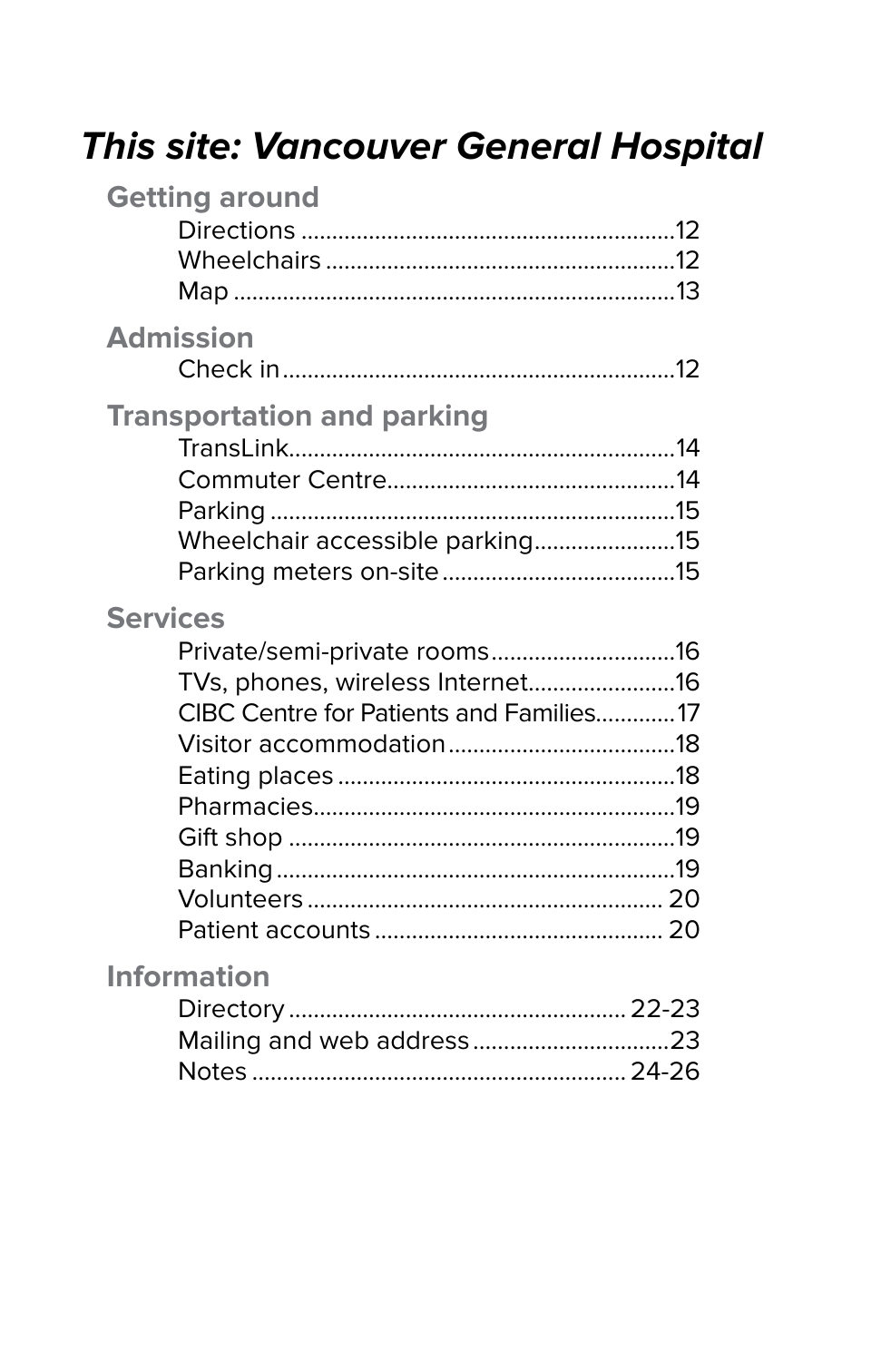# *This site: Vancouver General Hospital*

## Getting around

- Directions ............................................................12
- Wheelchairs .........................................................12
- Map .......................................................................13

## Admission

- Check in ...............................................................12

## Transportation and parking

- TransLink ..............................................................14
- Commuter Centre ..................................................14
- Parking ..................................................................15
- Wheelchair accessible parking ..........................15
- Parking meters on-site ........................................15

## Services

- Private/semi-private rooms ..................................16
- TVs, phones, wireless Internet ...........................16
- CIBC Centre for Patients and Families .............17
- Visitor accommodation .......................................18
- Eating places ........................................................18
- Pharmacies ...........................................................19
- Gift shop ...............................................................19
- Banking .................................................................19
- Volunteers ........................................................... 20
- Patient accounts ................................................. 20

## Information

- Directory ........................................................ 22-23
- Mailing and web address ....................................23
- Notes ............................................................... 24-26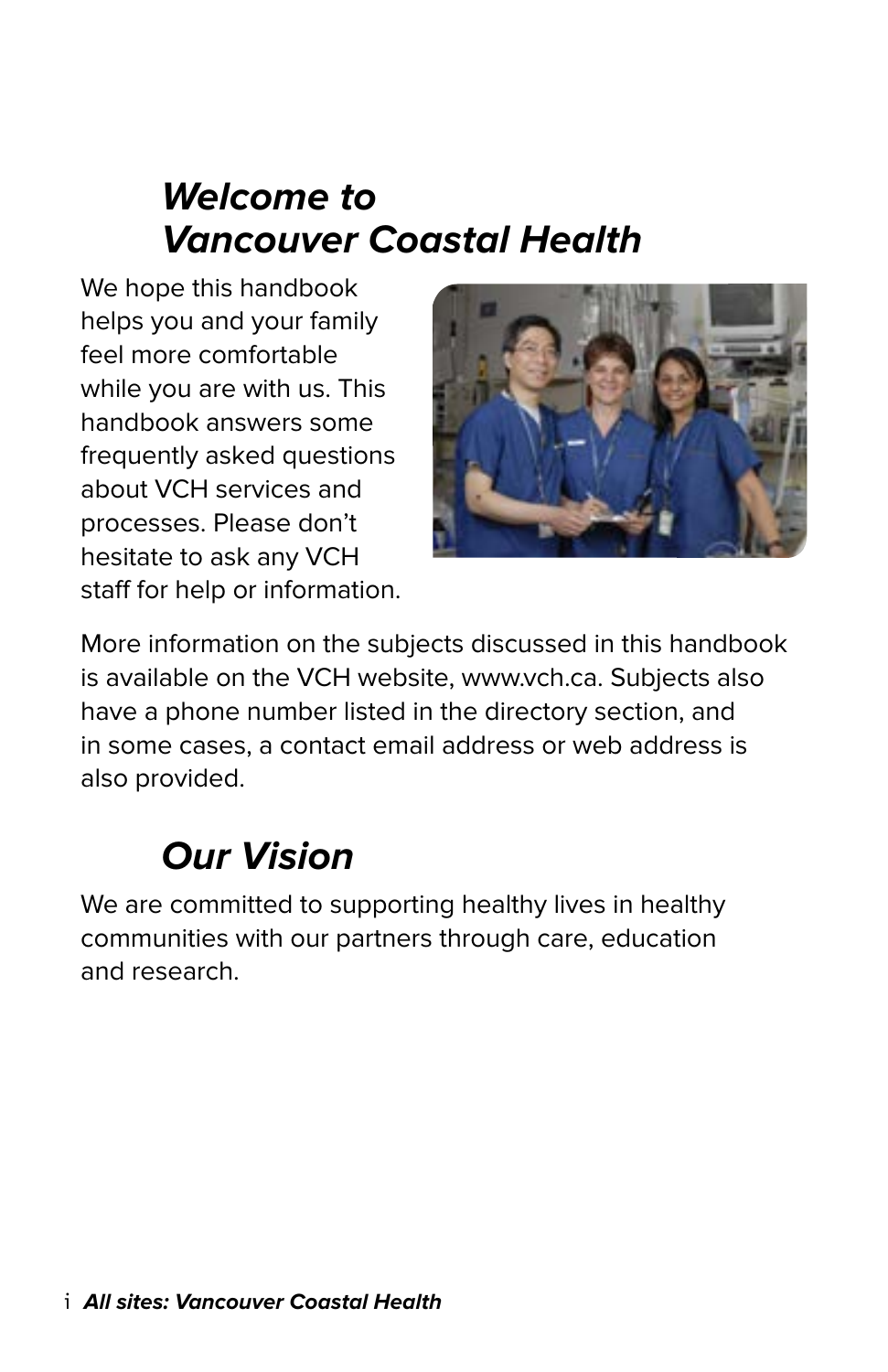## *Welcome to Vancouver Coastal Health*

We hope this handbook helps you and your family feel more comfortable while you are with us. This handbook answers some frequently asked questions about VCH services and processes. Please don't hesitate to ask any VCH staff for help or information.

More information on the subjects discussed in this handbook is available on the VCH website, www.vch.ca. Subjects also have a phone number listed in the directory section, and in some cases, a contact email address or web address is also provided.

## *Our Vision*

We are committed to supporting healthy lives in healthy communities with our partners through care, education and research.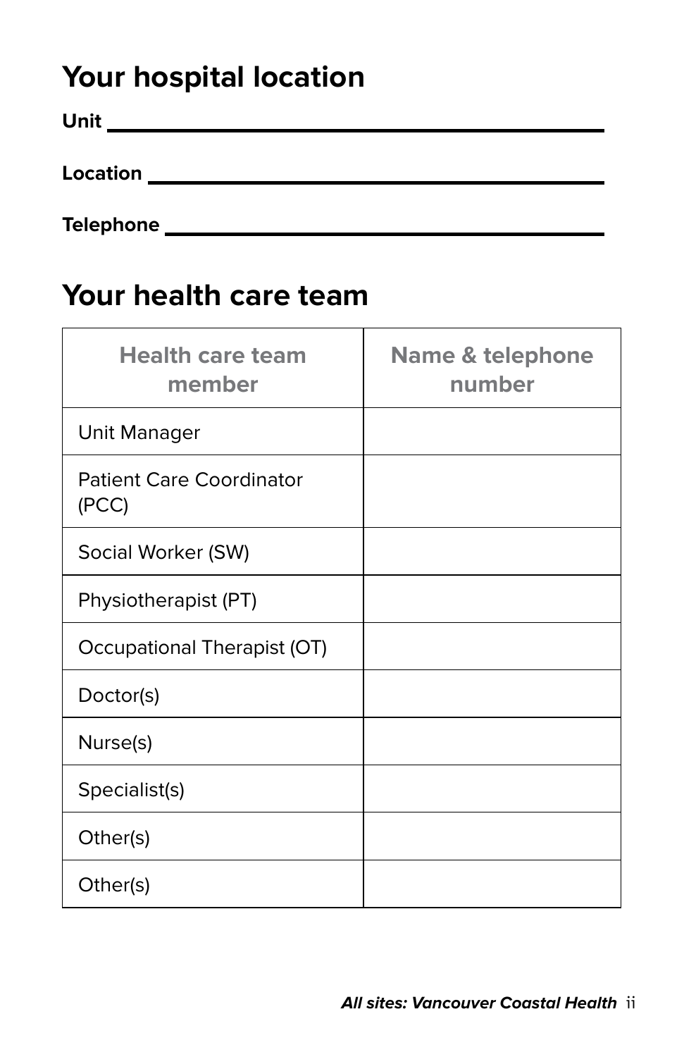## Your hospital location

**Unit** ______________________________________________

**Location** ___________________________________________

**Telephone** __________________________________________

## Your health care team

| Health care team member | Name & telephone number |
|---|---|
| Unit Manager | |
| Patient Care Coordinator (PCC) | |
| Social Worker (SW) | |
| Physiotherapist (PT) | |
| Occupational Therapist (OT) | |
| Doctor(s) | |
| Nurse(s) | |
| Specialist(s) | |
| Other(s) | |
| Other(s) | |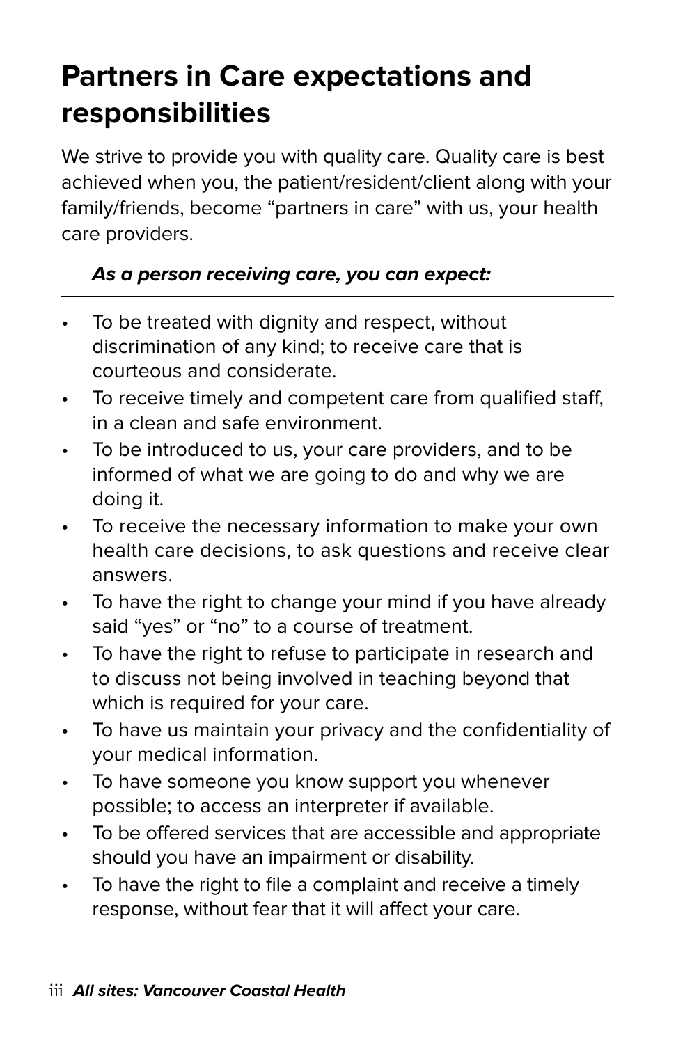# Partners in Care expectations and responsibilities

We strive to provide you with quality care. Quality care is best achieved when you, the patient/resident/client along with your family/friends, become “partners in care” with us, your health care providers.

***As a person receiving care, you can expect:***

- To be treated with dignity and respect, without discrimination of any kind; to receive care that is courteous and considerate.
- To receive timely and competent care from qualified staff, in a clean and safe environment.
- To be introduced to us, your care providers, and to be informed of what we are going to do and why we are doing it.
- To receive the necessary information to make your own health care decisions, to ask questions and receive clear answers.
- To have the right to change your mind if you have already said “yes” or “no” to a course of treatment.
- To have the right to refuse to participate in research and to discuss not being involved in teaching beyond that which is required for your care.
- To have us maintain your privacy and the confidentiality of your medical information.
- To have someone you know support you whenever possible; to access an interpreter if available.
- To be offered services that are accessible and appropriate should you have an impairment or disability.
- To have the right to file a complaint and receive a timely response, without fear that it will affect your care.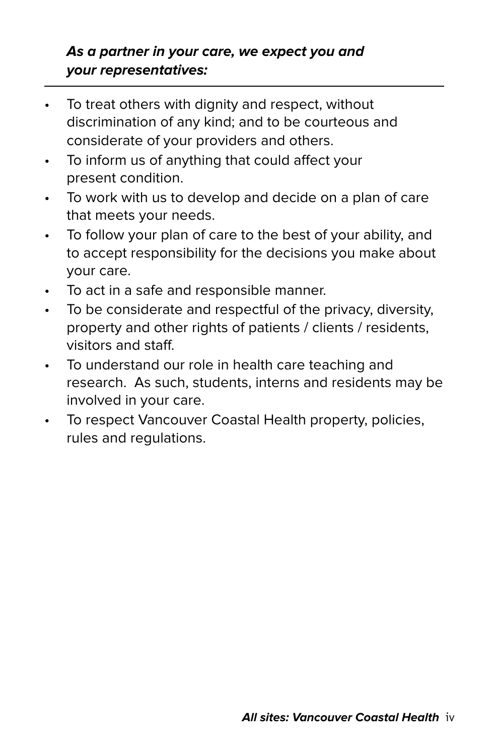***As a partner in your care, we expect you and your representatives:***

- To treat others with dignity and respect, without discrimination of any kind; and to be courteous and considerate of your providers and others.
- To inform us of anything that could affect your present condition.
- To work with us to develop and decide on a plan of care that meets your needs.
- To follow your plan of care to the best of your ability, and to accept responsibility for the decisions you make about your care.
- To act in a safe and responsible manner.
- To be considerate and respectful of the privacy, diversity, property and other rights of patients / clients / residents, visitors and staff.
- To understand our role in health care teaching and research. As such, students, interns and residents may be involved in your care.
- To respect Vancouver Coastal Health property, policies, rules and regulations.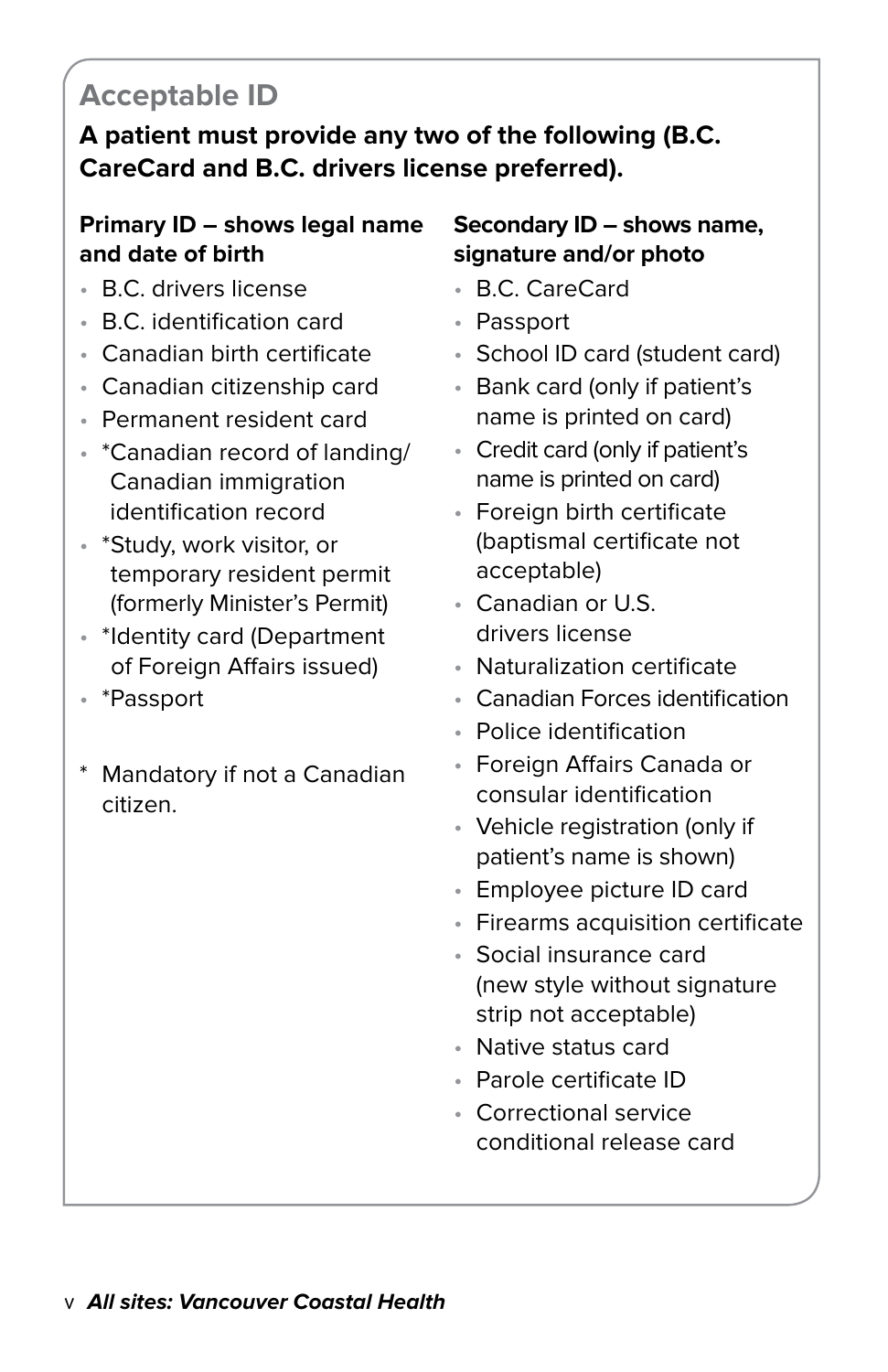## Acceptable ID

**A patient must provide any two of the following (B.C. CareCard and B.C. drivers license preferred).**

**Primary ID – shows legal name and date of birth**

- B.C. drivers license
- B.C. identification card
- Canadian birth certificate
- Canadian citizenship card
- Permanent resident card
- *Canadian record of landing/ Canadian immigration identification record
- *Study, work visitor, or temporary resident permit (formerly Minister's Permit)
- *Identity card (Department of Foreign Affairs issued)
- *Passport

\* Mandatory if not a Canadian citizen.

**Secondary ID – shows name, signature and/or photo**

- B.C. CareCard
- Passport
- School ID card (student card)
- Bank card (only if patient's name is printed on card)
- Credit card (only if patient's name is printed on card)
- Foreign birth certificate (baptismal certificate not acceptable)
- Canadian or U.S. drivers license
- Naturalization certificate
- Canadian Forces identification
- Police identification
- Foreign Affairs Canada or consular identification
- Vehicle registration (only if patient's name is shown)
- Employee picture ID card
- Firearms acquisition certificate
- Social insurance card (new style without signature strip not acceptable)
- Native status card
- Parole certificate ID
- Correctional service conditional release card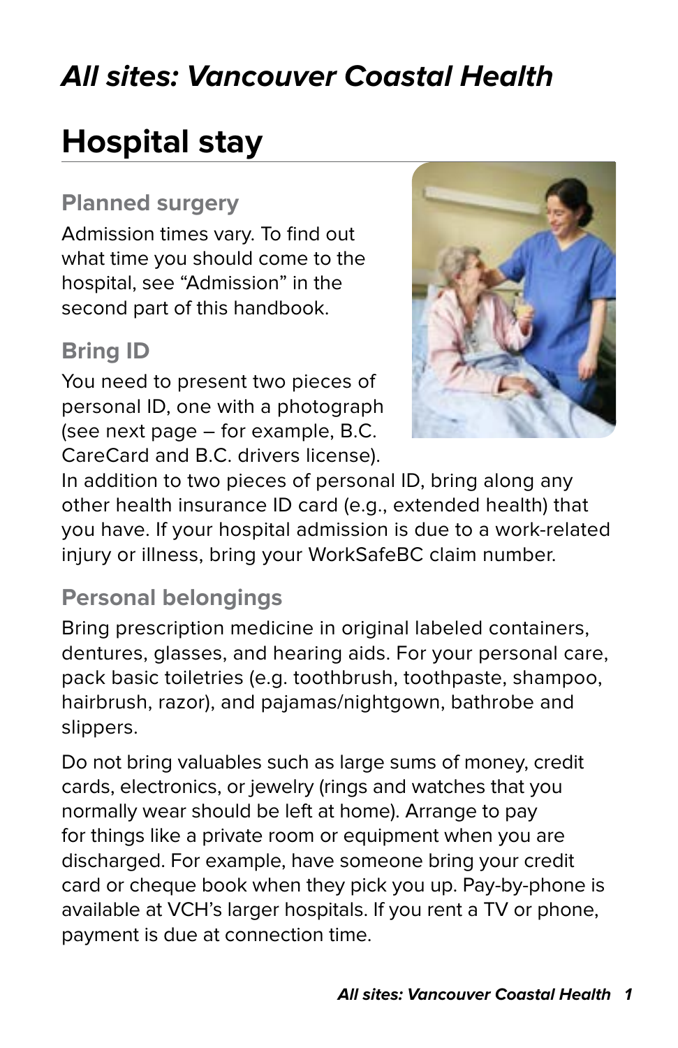# *All sites: Vancouver Coastal Health*

## Hospital stay

### Planned surgery

Admission times vary. To find out what time you should come to the hospital, see "Admission" in the second part of this handbook.

### Bring ID

You need to present two pieces of personal ID, one with a photograph (see next page – for example, B.C. CareCard and B.C. drivers license). In addition to two pieces of personal ID, bring along any other health insurance ID card (e.g., extended health) that you have. If your hospital admission is due to a work-related injury or illness, bring your WorkSafeBC claim number.

### Personal belongings

Bring prescription medicine in original labeled containers, dentures, glasses, and hearing aids. For your personal care, pack basic toiletries (e.g. toothbrush, toothpaste, shampoo, hairbrush, razor), and pajamas/nightgown, bathrobe and slippers.

Do not bring valuables such as large sums of money, credit cards, electronics, or jewelry (rings and watches that you normally wear should be left at home). Arrange to pay for things like a private room or equipment when you are discharged. For example, have someone bring your credit card or cheque book when they pick you up. Pay-by-phone is available at VCH's larger hospitals. If you rent a TV or phone, payment is due at connection time.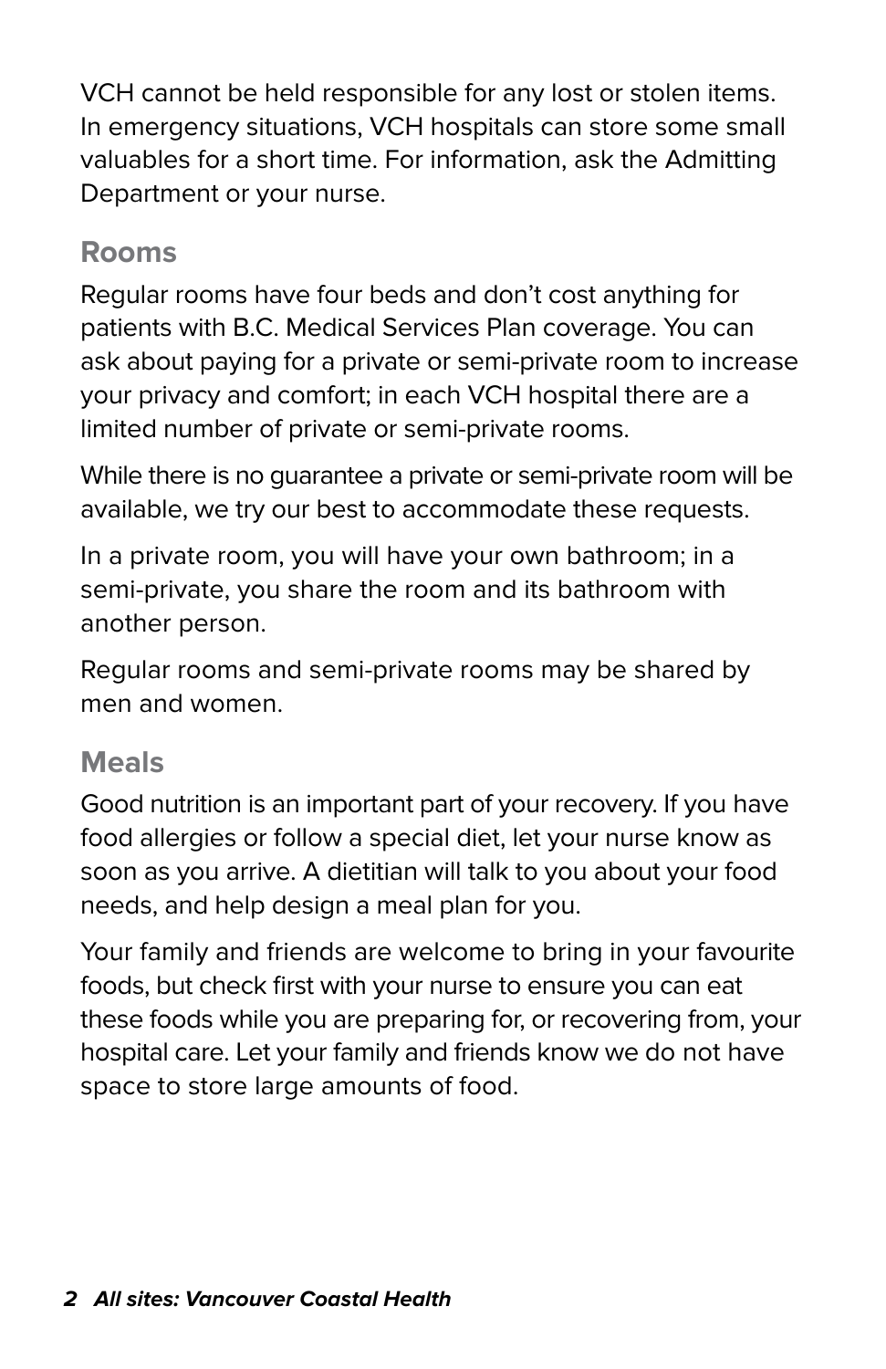VCH cannot be held responsible for any lost or stolen items. In emergency situations, VCH hospitals can store some small valuables for a short time. For information, ask the Admitting Department or your nurse.

## Rooms

Regular rooms have four beds and don't cost anything for patients with B.C. Medical Services Plan coverage. You can ask about paying for a private or semi-private room to increase your privacy and comfort; in each VCH hospital there are a limited number of private or semi-private rooms.

While there is no guarantee a private or semi-private room will be available, we try our best to accommodate these requests.

In a private room, you will have your own bathroom; in a semi-private, you share the room and its bathroom with another person.

Regular rooms and semi-private rooms may be shared by men and women.

## Meals

Good nutrition is an important part of your recovery. If you have food allergies or follow a special diet, let your nurse know as soon as you arrive. A dietitian will talk to you about your food needs, and help design a meal plan for you.

Your family and friends are welcome to bring in your favourite foods, but check first with your nurse to ensure you can eat these foods while you are preparing for, or recovering from, your hospital care. Let your family and friends know we do not have space to store large amounts of food.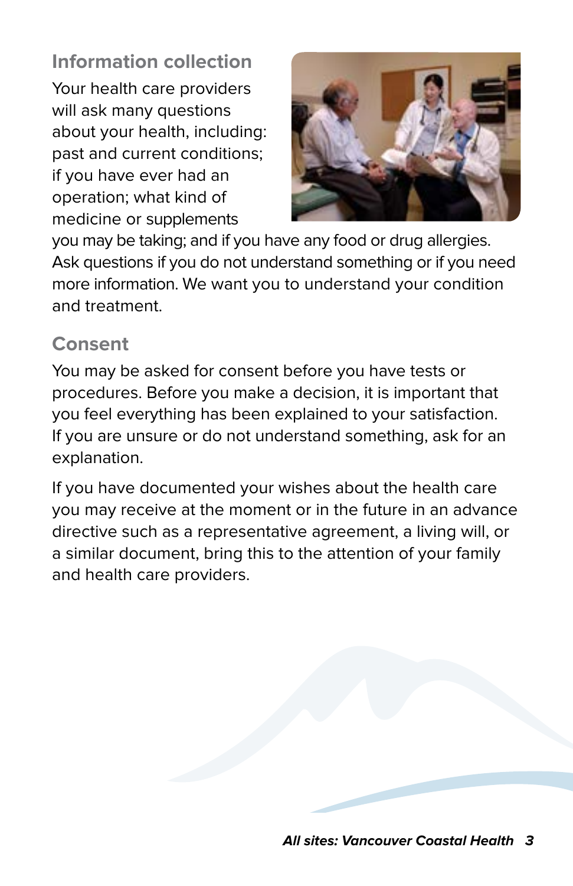## Information collection

Your health care providers will ask many questions about your health, including: past and current conditions; if you have ever had an operation; what kind of medicine or supplements you may be taking; and if you have any food or drug allergies. Ask questions if you do not understand something or if you need more information. We want you to understand your condition and treatment.

## Consent

You may be asked for consent before you have tests or procedures. Before you make a decision, it is important that you feel everything has been explained to your satisfaction. If you are unsure or do not understand something, ask for an explanation.

If you have documented your wishes about the health care you may receive at the moment or in the future in an advance directive such as a representative agreement, a living will, or a similar document, bring this to the attention of your family and health care providers.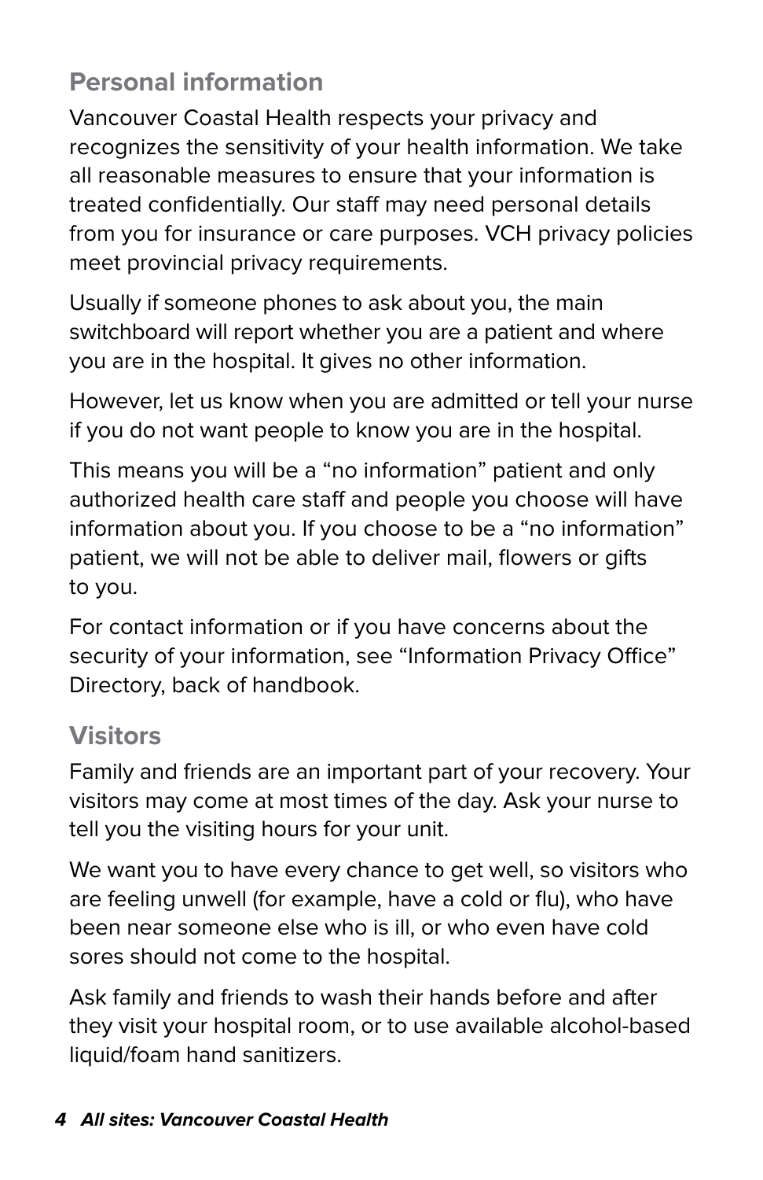## Personal information

Vancouver Coastal Health respects your privacy and recognizes the sensitivity of your health information. We take all reasonable measures to ensure that your information is treated confidentially. Our staff may need personal details from you for insurance or care purposes. VCH privacy policies meet provincial privacy requirements.

Usually if someone phones to ask about you, the main switchboard will report whether you are a patient and where you are in the hospital. It gives no other information.

However, let us know when you are admitted or tell your nurse if you do not want people to know you are in the hospital.

This means you will be a "no information" patient and only authorized health care staff and people you choose will have information about you. If you choose to be a "no information" patient, we will not be able to deliver mail, flowers or gifts to you.

For contact information or if you have concerns about the security of your information, see "Information Privacy Office" Directory, back of handbook.

## Visitors

Family and friends are an important part of your recovery. Your visitors may come at most times of the day. Ask your nurse to tell you the visiting hours for your unit.

We want you to have every chance to get well, so visitors who are feeling unwell (for example, have a cold or flu), who have been near someone else who is ill, or who even have cold sores should not come to the hospital.

Ask family and friends to wash their hands before and after they visit your hospital room, or to use available alcohol-based liquid/foam hand sanitizers.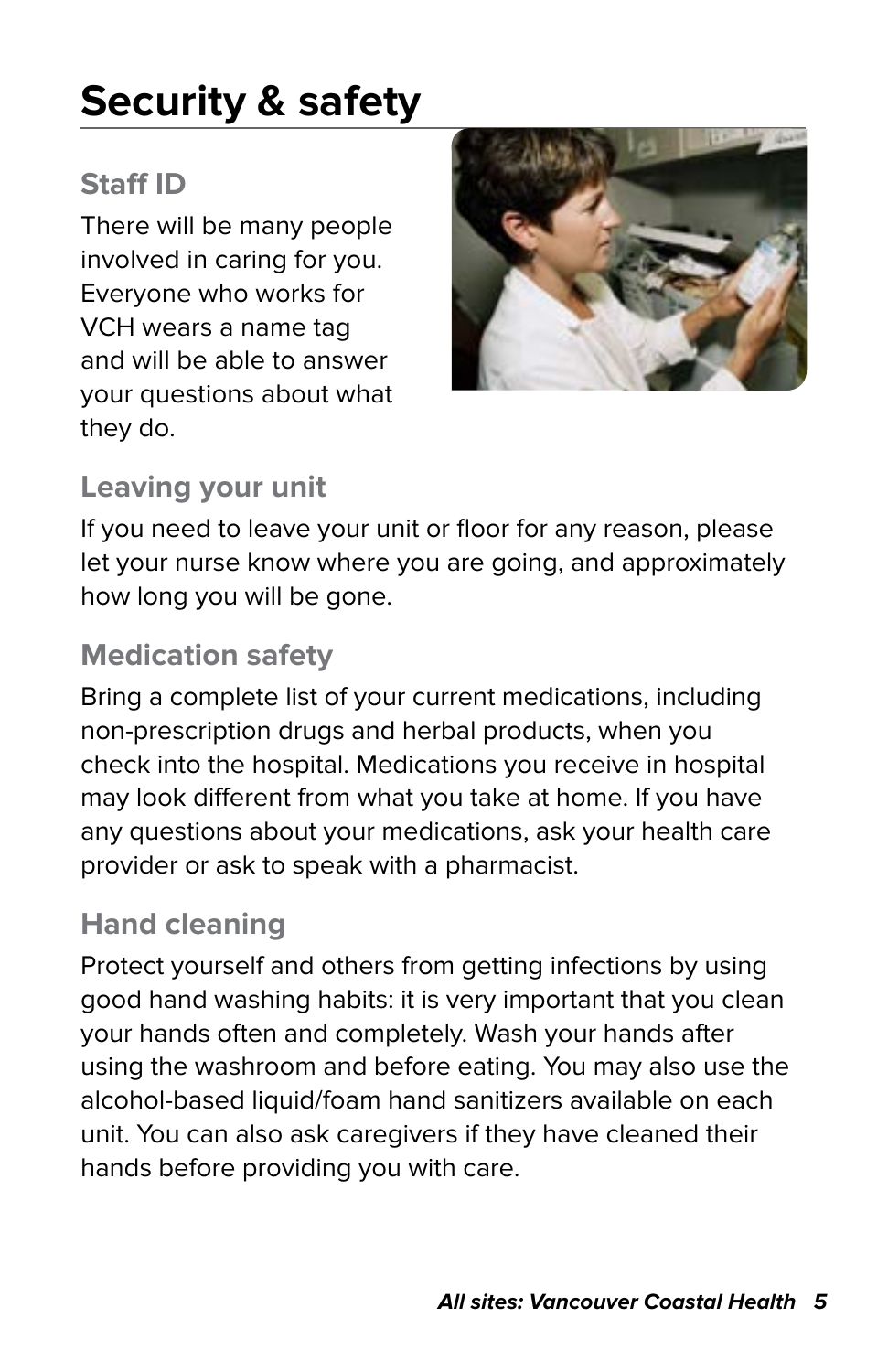# Security & safety

## Staff ID

There will be many people involved in caring for you. Everyone who works for VCH wears a name tag and will be able to answer your questions about what they do.

## Leaving your unit

If you need to leave your unit or floor for any reason, please let your nurse know where you are going, and approximately how long you will be gone.

## Medication safety

Bring a complete list of your current medications, including non-prescription drugs and herbal products, when you check into the hospital. Medications you receive in hospital may look different from what you take at home. If you have any questions about your medications, ask your health care provider or ask to speak with a pharmacist.

## Hand cleaning

Protect yourself and others from getting infections by using good hand washing habits: it is very important that you clean your hands often and completely. Wash your hands after using the washroom and before eating. You may also use the alcohol-based liquid/foam hand sanitizers available on each unit. You can also ask caregivers if they have cleaned their hands before providing you with care.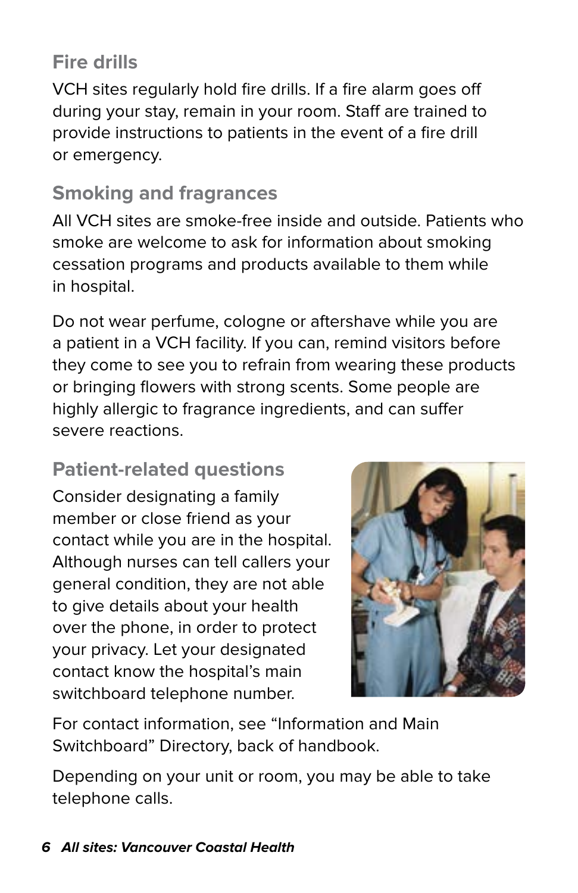## Fire drills

VCH sites regularly hold fire drills. If a fire alarm goes off during your stay, remain in your room. Staff are trained to provide instructions to patients in the event of a fire drill or emergency.

## Smoking and fragrances

All VCH sites are smoke-free inside and outside. Patients who smoke are welcome to ask for information about smoking cessation programs and products available to them while in hospital.

Do not wear perfume, cologne or aftershave while you are a patient in a VCH facility. If you can, remind visitors before they come to see you to refrain from wearing these products or bringing flowers with strong scents. Some people are highly allergic to fragrance ingredients, and can suffer severe reactions.

## Patient-related questions

Consider designating a family member or close friend as your contact while you are in the hospital. Although nurses can tell callers your general condition, they are not able to give details about your health over the phone, in order to protect your privacy. Let your designated contact know the hospital's main switchboard telephone number.

For contact information, see "Information and Main Switchboard" Directory, back of handbook.

Depending on your unit or room, you may be able to take telephone calls.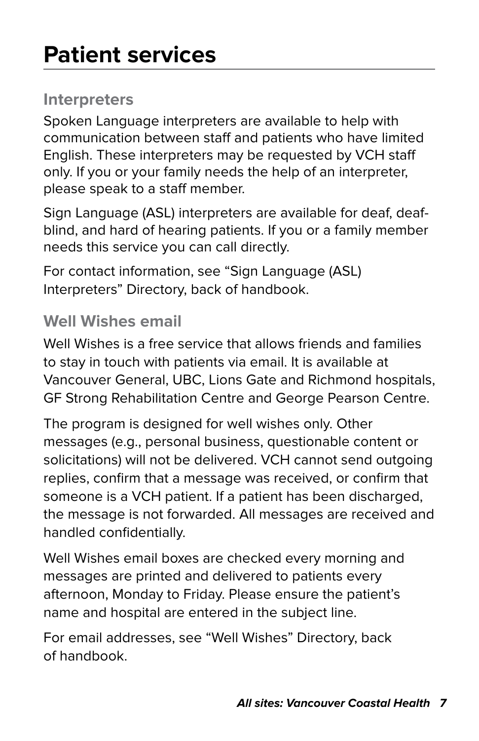# Patient services

## Interpreters

Spoken Language interpreters are available to help with communication between staff and patients who have limited English. These interpreters may be requested by VCH staff only. If you or your family needs the help of an interpreter, please speak to a staff member.

Sign Language (ASL) interpreters are available for deaf, deaf-blind, and hard of hearing patients. If you or a family member needs this service you can call directly.

For contact information, see "Sign Language (ASL) Interpreters" Directory, back of handbook.

## Well Wishes email

Well Wishes is a free service that allows friends and families to stay in touch with patients via email. It is available at Vancouver General, UBC, Lions Gate and Richmond hospitals, GF Strong Rehabilitation Centre and George Pearson Centre.

The program is designed for well wishes only. Other messages (e.g., personal business, questionable content or solicitations) will not be delivered. VCH cannot send outgoing replies, confirm that a message was received, or confirm that someone is a VCH patient. If a patient has been discharged, the message is not forwarded. All messages are received and handled confidentially.

Well Wishes email boxes are checked every morning and messages are printed and delivered to patients every afternoon, Monday to Friday. Please ensure the patient's name and hospital are entered in the subject line.

For email addresses, see "Well Wishes" Directory, back of handbook.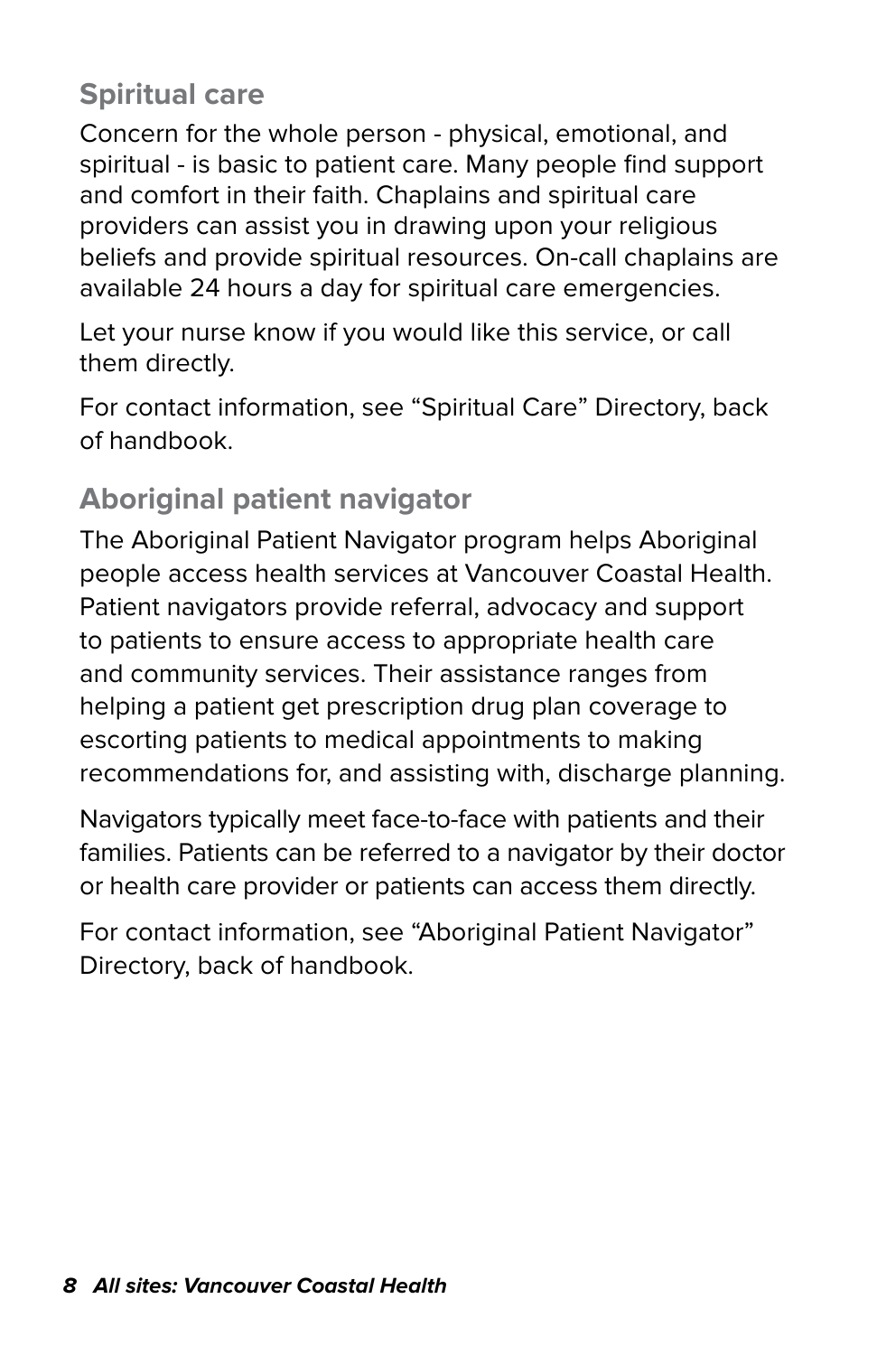## Spiritual care

Concern for the whole person - physical, emotional, and spiritual - is basic to patient care. Many people find support and comfort in their faith. Chaplains and spiritual care providers can assist you in drawing upon your religious beliefs and provide spiritual resources. On-call chaplains are available 24 hours a day for spiritual care emergencies.

Let your nurse know if you would like this service, or call them directly.

For contact information, see "Spiritual Care" Directory, back of handbook.

## Aboriginal patient navigator

The Aboriginal Patient Navigator program helps Aboriginal people access health services at Vancouver Coastal Health. Patient navigators provide referral, advocacy and support to patients to ensure access to appropriate health care and community services. Their assistance ranges from helping a patient get prescription drug plan coverage to escorting patients to medical appointments to making recommendations for, and assisting with, discharge planning.

Navigators typically meet face-to-face with patients and their families. Patients can be referred to a navigator by their doctor or health care provider or patients can access them directly.

For contact information, see "Aboriginal Patient Navigator" Directory, back of handbook.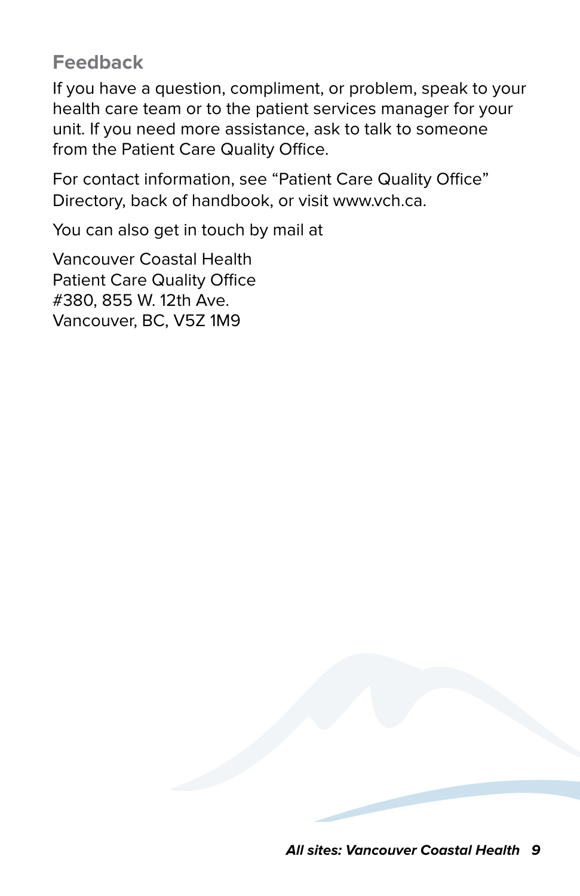## Feedback

If you have a question, compliment, or problem, speak to your health care team or to the patient services manager for your unit. If you need more assistance, ask to talk to someone from the Patient Care Quality Office.

For contact information, see "Patient Care Quality Office" Directory, back of handbook, or visit www.vch.ca.

You can also get in touch by mail at

Vancouver Coastal Health  
Patient Care Quality Office  
#380, 855 W. 12th Ave.  
Vancouver, BC, V5Z 1M9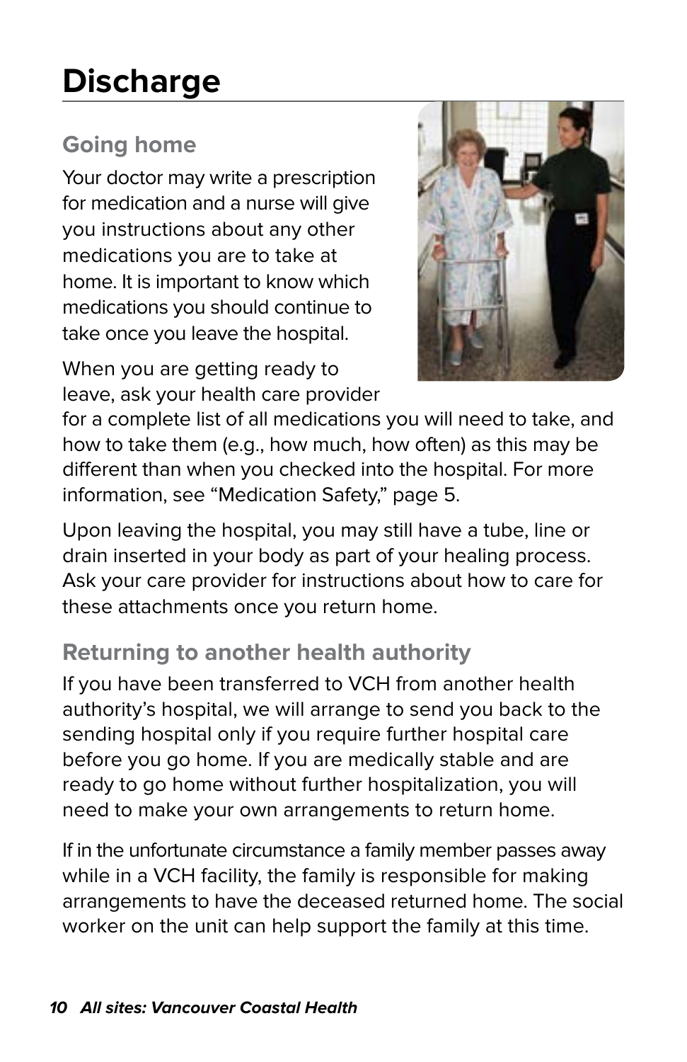# Discharge

## Going home

Your doctor may write a prescription for medication and a nurse will give you instructions about any other medications you are to take at home. It is important to know which medications you should continue to take once you leave the hospital.

When you are getting ready to leave, ask your health care provider for a complete list of all medications you will need to take, and how to take them (e.g., how much, how often) as this may be different than when you checked into the hospital. For more information, see "Medication Safety," page 5.

Upon leaving the hospital, you may still have a tube, line or drain inserted in your body as part of your healing process. Ask your care provider for instructions about how to care for these attachments once you return home.

## Returning to another health authority

If you have been transferred to VCH from another health authority's hospital, we will arrange to send you back to the sending hospital only if you require further hospital care before you go home. If you are medically stable and are ready to go home without further hospitalization, you will need to make your own arrangements to return home.

If in the unfortunate circumstance a family member passes away while in a VCH facility, the family is responsible for making arrangements to have the deceased returned home. The social worker on the unit can help support the family at this time.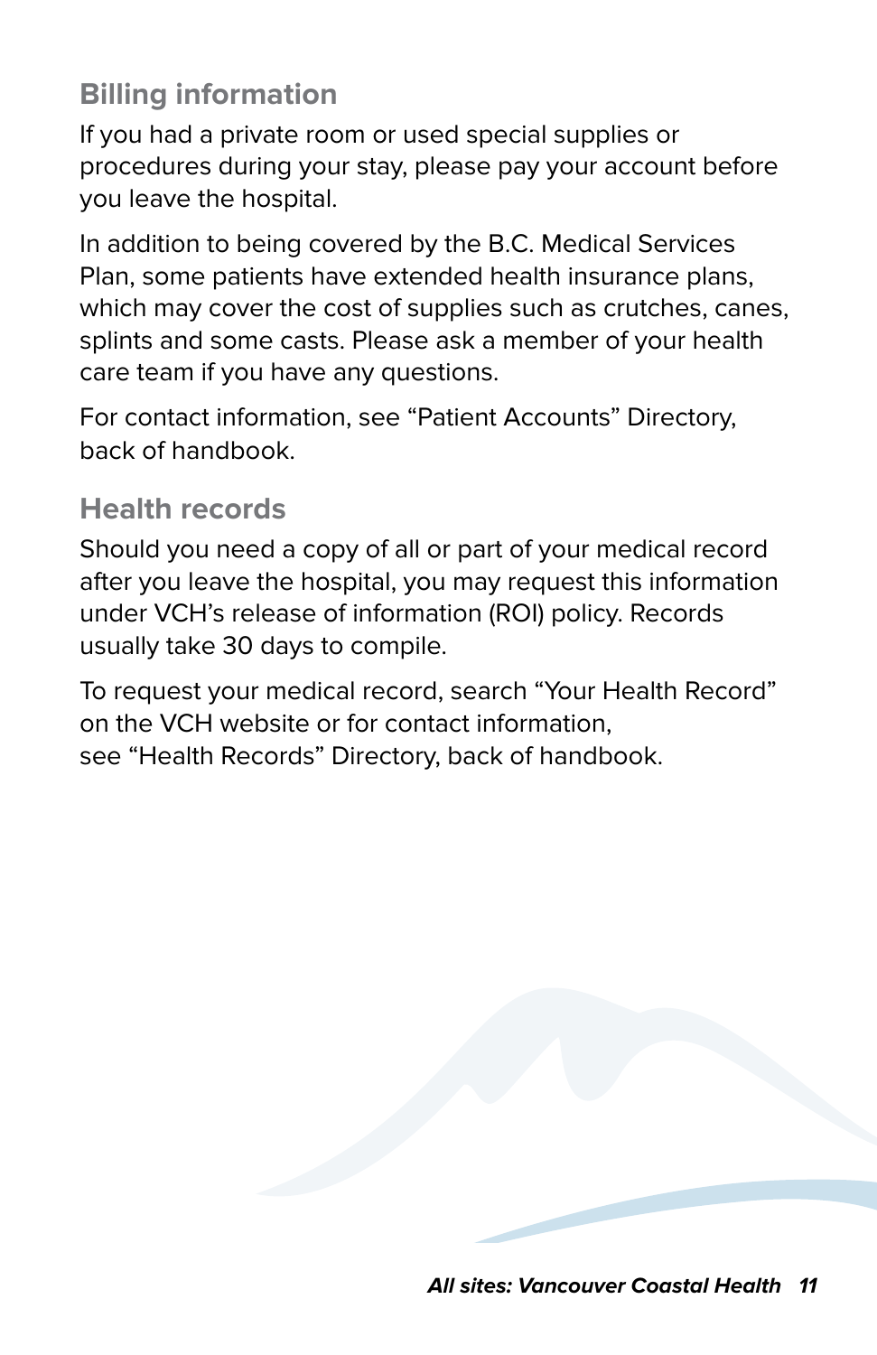## Billing information

If you had a private room or used special supplies or procedures during your stay, please pay your account before you leave the hospital.

In addition to being covered by the B.C. Medical Services Plan, some patients have extended health insurance plans, which may cover the cost of supplies such as crutches, canes, splints and some casts. Please ask a member of your health care team if you have any questions.

For contact information, see "Patient Accounts" Directory, back of handbook.

## Health records

Should you need a copy of all or part of your medical record after you leave the hospital, you may request this information under VCH's release of information (ROI) policy. Records usually take 30 days to compile.

To request your medical record, search "Your Health Record" on the VCH website or for contact information, see "Health Records" Directory, back of handbook.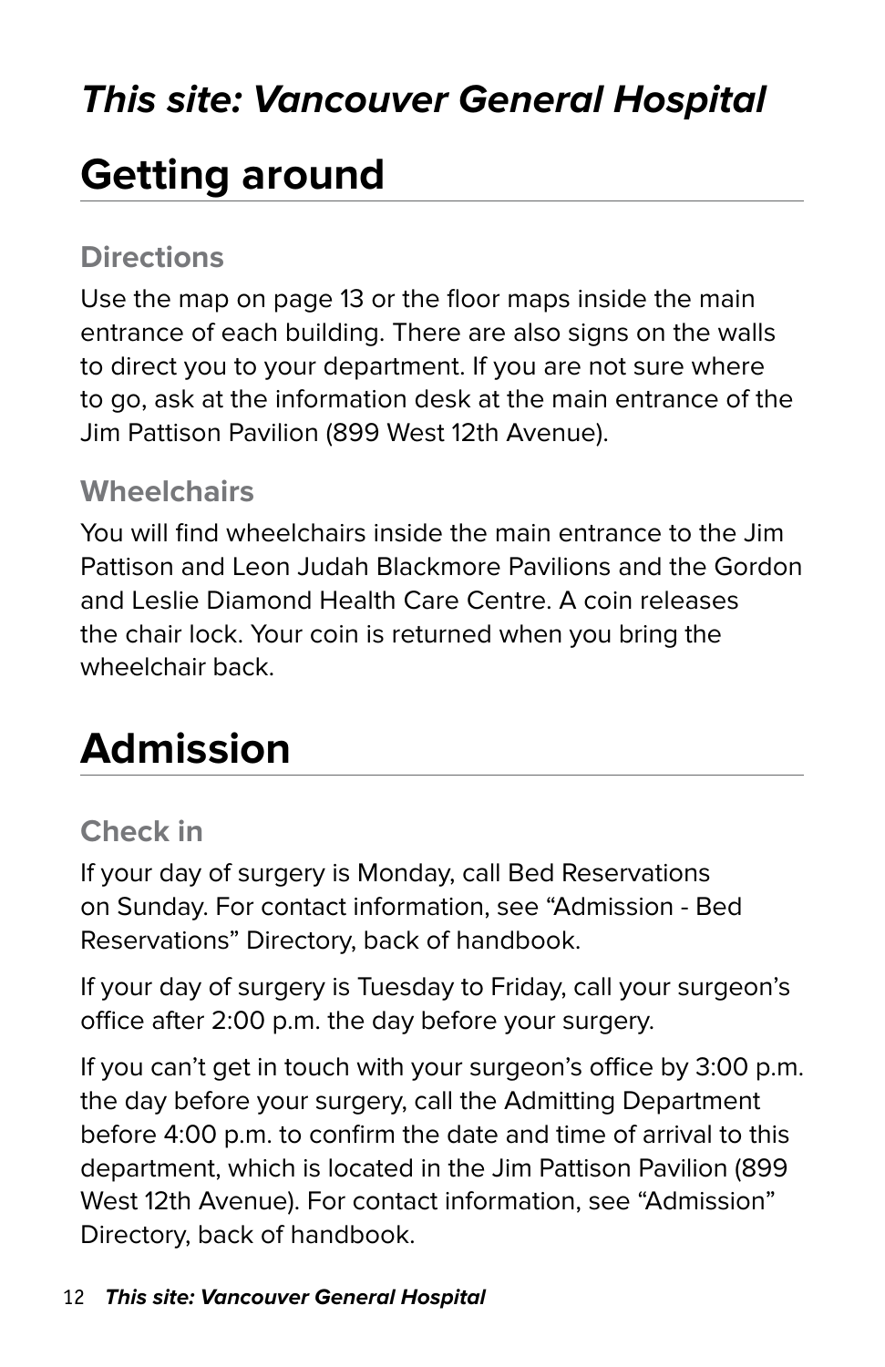*This site: Vancouver General Hospital*

# Getting around

### Directions

Use the map on page 13 or the floor maps inside the main entrance of each building. There are also signs on the walls to direct you to your department. If you are not sure where to go, ask at the information desk at the main entrance of the Jim Pattison Pavilion (899 West 12th Avenue).

### Wheelchairs

You will find wheelchairs inside the main entrance to the Jim Pattison and Leon Judah Blackmore Pavilions and the Gordon and Leslie Diamond Health Care Centre. A coin releases the chair lock. Your coin is returned when you bring the wheelchair back.

# Admission

### Check in

If your day of surgery is Monday, call Bed Reservations on Sunday. For contact information, see "Admission - Bed Reservations" Directory, back of handbook.

If your day of surgery is Tuesday to Friday, call your surgeon's office after 2:00 p.m. the day before your surgery.

If you can't get in touch with your surgeon's office by 3:00 p.m. the day before your surgery, call the Admitting Department before 4:00 p.m. to confirm the date and time of arrival to this department, which is located in the Jim Pattison Pavilion (899 West 12th Avenue). For contact information, see "Admission" Directory, back of handbook.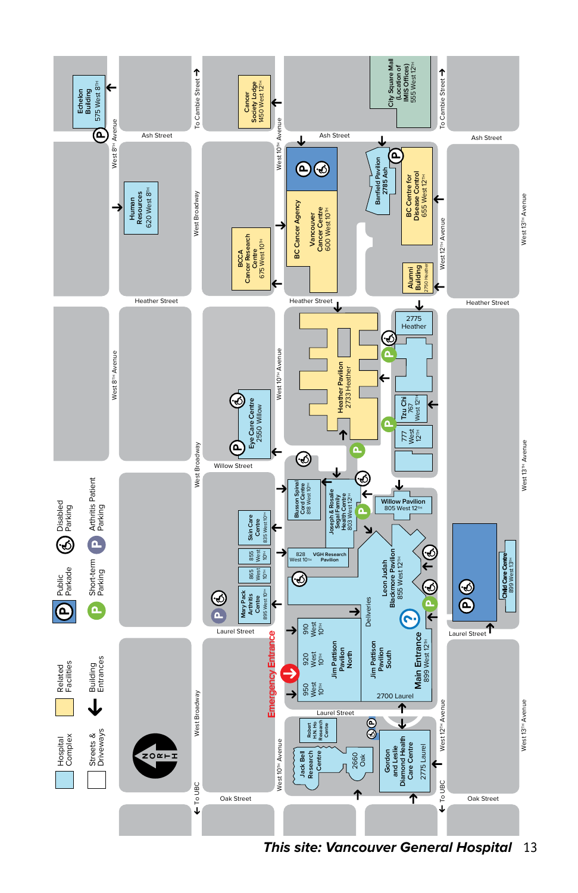## This site: Vancouver General Hospital

**Legend**

- Hospital Complex
- Related Facilities
- Streets & Driveways
- Building Entrances
- Public Parkade
- Short-term Parking
- Disabled Parking
- Arthritis Patient Parking

**Buildings**

- Echelon Building, 575 West 8th
- Human Resources, 620 West 8th
- Cancer Society Lodge, 1450 West 12th
- BCCA Cancer Research Centre, 675 West 10th
- City Square Mall (Location of IMIS Offices), 555 West 12th
- BC Cancer Agency, Vancouver Cancer Centre, 600 West 10th
- Banfield Pavilion, 2785 Ash
- BC Centre for Disease Control, 655 West 12th
- Alumni Building, 2750 Heather
- Eye Care Centre, 2550 Willow
- Heather Pavilion, 2733 Heather
- 2775 Heather
- Tzu Chi, 767 West 12th
- 777 West 12th
- Blusson Spinal Cord Centre, 818 West 10th
- Joseph & Rosalie Segal Family Health Centre, 803 West 12th
- Willow Pavilion, 805 West 12th
- Skin Care Centre, 835 West 10th
- 855 West 10th
- 865 West 10th
- Mary Pack Arthritis Centre, 895 West 10th
- 828 West 10th, VGH Research Pavilion
- Leon Judah Blackmore Pavilion, 855 West 12th
- Deliveries
- 910 West 10th
- 920 West 10th
- 950 West 10th
- Jim Pattison Pavilion North
- Jim Pattison Pavilion South
- Main Entrance, 899 West 12th
- 2700 Laurel
- Emergency Entrance
- Child Care Centre, 899 West 13th
- Robert H.N. Ho Research Centre
- Jack Bell Research Centre
- 2660 Oak
- Gordon and Leslie Diamond Health Care Centre, 2775 Laurel

**Streets**

Ash Street, Heather Street, Willow Street, Laurel Street, Oak Street, West 8th Avenue, West Broadway, West 10th Avenue, West 12th Avenue, West 13th Avenue, To Cambie Street, To UBC

NORTH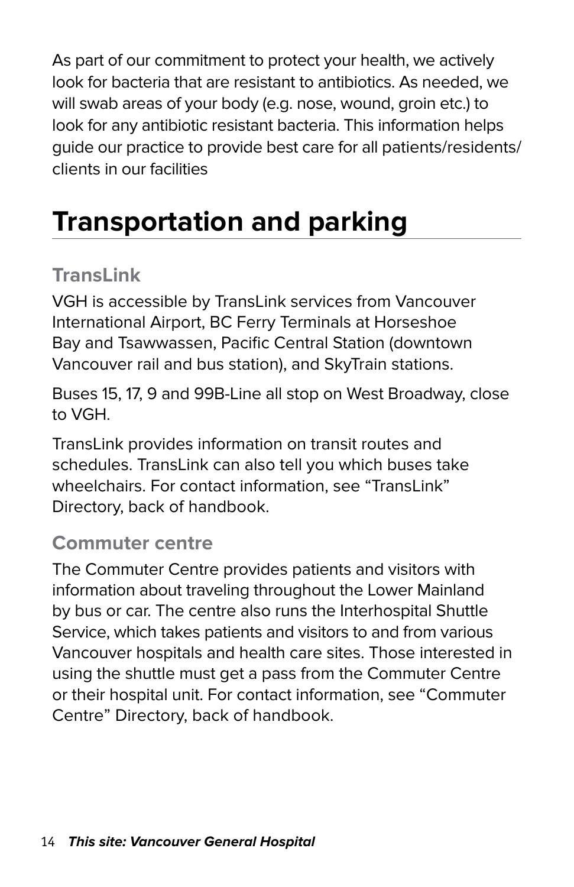As part of our commitment to protect your health, we actively look for bacteria that are resistant to antibiotics. As needed, we will swab areas of your body (e.g. nose, wound, groin etc.) to look for any antibiotic resistant bacteria. This information helps guide our practice to provide best care for all patients/residents/clients in our facilities

# Transportation and parking

## TransLink

VGH is accessible by TransLink services from Vancouver International Airport, BC Ferry Terminals at Horseshoe Bay and Tsawwassen, Pacific Central Station (downtown Vancouver rail and bus station), and SkyTrain stations.

Buses 15, 17, 9 and 99B-Line all stop on West Broadway, close to VGH.

TransLink provides information on transit routes and schedules. TransLink can also tell you which buses take wheelchairs. For contact information, see "TransLink" Directory, back of handbook.

## Commuter centre

The Commuter Centre provides patients and visitors with information about traveling throughout the Lower Mainland by bus or car. The centre also runs the Interhospital Shuttle Service, which takes patients and visitors to and from various Vancouver hospitals and health care sites. Those interested in using the shuttle must get a pass from the Commuter Centre or their hospital unit. For contact information, see "Commuter Centre" Directory, back of handbook.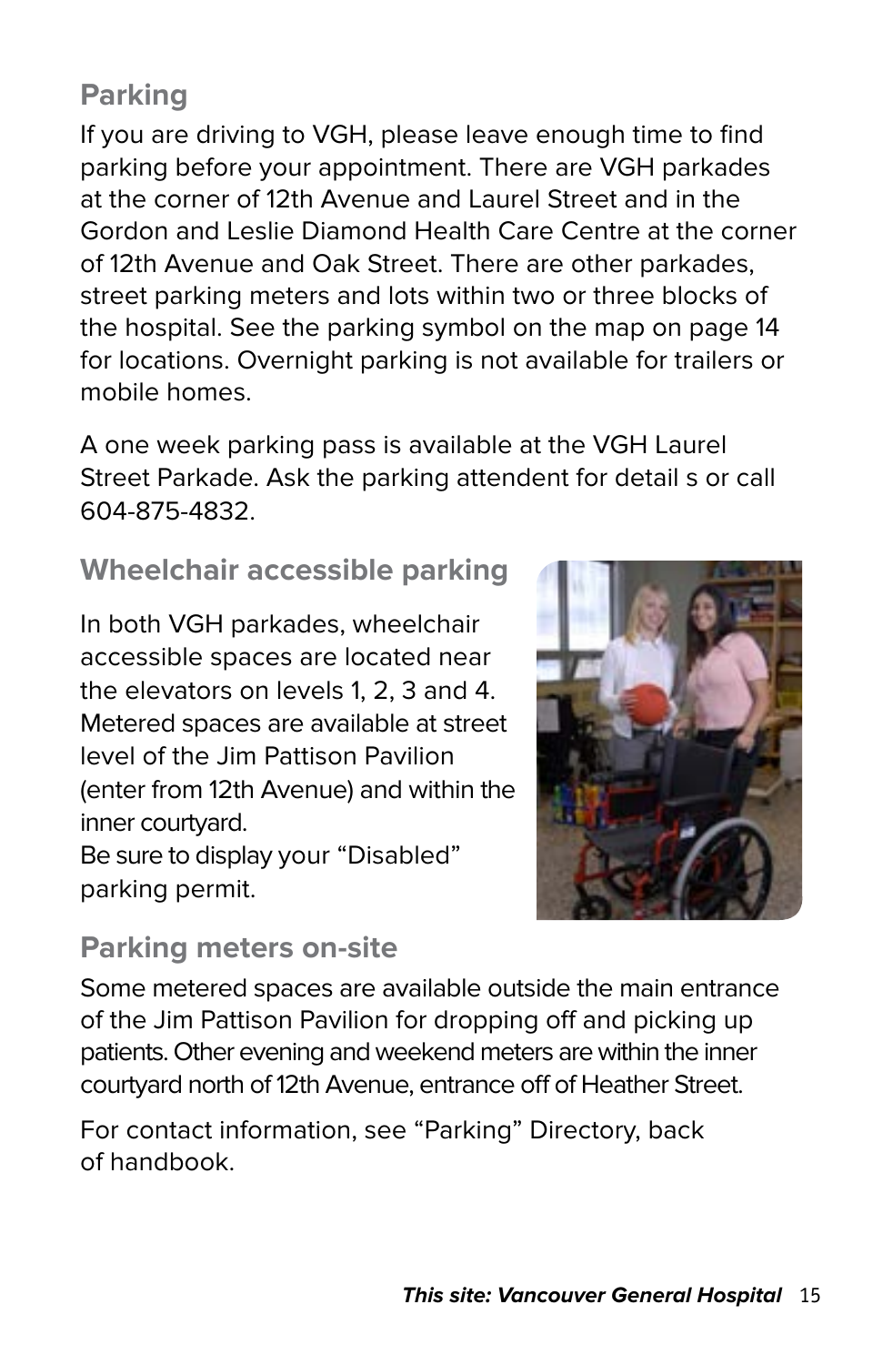## Parking

If you are driving to VGH, please leave enough time to find parking before your appointment. There are VGH parkades at the corner of 12th Avenue and Laurel Street and in the Gordon and Leslie Diamond Health Care Centre at the corner of 12th Avenue and Oak Street. There are other parkades, street parking meters and lots within two or three blocks of the hospital. See the parking symbol on the map on page 14 for locations. Overnight parking is not available for trailers or mobile homes.

A one week parking pass is available at the VGH Laurel Street Parkade. Ask the parking attendent for detail s or call 604-875-4832.

## Wheelchair accessible parking

In both VGH parkades, wheelchair accessible spaces are located near the elevators on levels 1, 2, 3 and 4. Metered spaces are available at street level of the Jim Pattison Pavilion (enter from 12th Avenue) and within the inner courtyard.

Be sure to display your "Disabled" parking permit.

## Parking meters on-site

Some metered spaces are available outside the main entrance of the Jim Pattison Pavilion for dropping off and picking up patients. Other evening and weekend meters are within the inner courtyard north of 12th Avenue, entrance off of Heather Street.

For contact information, see "Parking" Directory, back of handbook.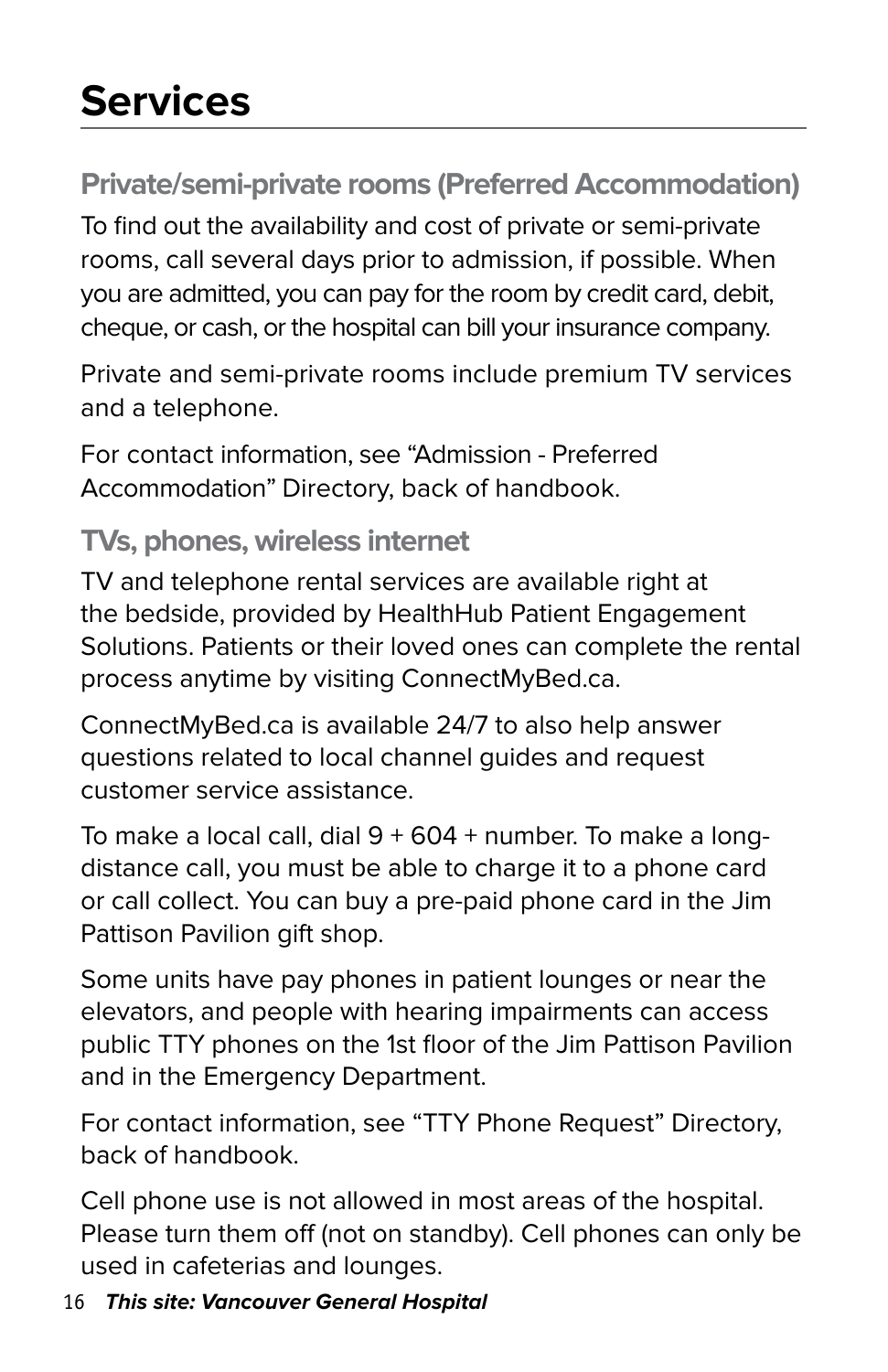# Services

## Private/semi-private rooms (Preferred Accommodation)

To find out the availability and cost of private or semi-private rooms, call several days prior to admission, if possible. When you are admitted, you can pay for the room by credit card, debit, cheque, or cash, or the hospital can bill your insurance company.

Private and semi-private rooms include premium TV services and a telephone.

For contact information, see "Admission - Preferred Accommodation" Directory, back of handbook.

## TVs, phones, wireless internet

TV and telephone rental services are available right at the bedside, provided by HealthHub Patient Engagement Solutions. Patients or their loved ones can complete the rental process anytime by visiting ConnectMyBed.ca.

ConnectMyBed.ca is available 24/7 to also help answer questions related to local channel guides and request customer service assistance.

To make a local call, dial 9 + 604 + number. To make a long-distance call, you must be able to charge it to a phone card or call collect. You can buy a pre-paid phone card in the Jim Pattison Pavilion gift shop.

Some units have pay phones in patient lounges or near the elevators, and people with hearing impairments can access public TTY phones on the 1st floor of the Jim Pattison Pavilion and in the Emergency Department.

For contact information, see "TTY Phone Request" Directory, back of handbook.

Cell phone use is not allowed in most areas of the hospital. Please turn them off (not on standby). Cell phones can only be used in cafeterias and lounges.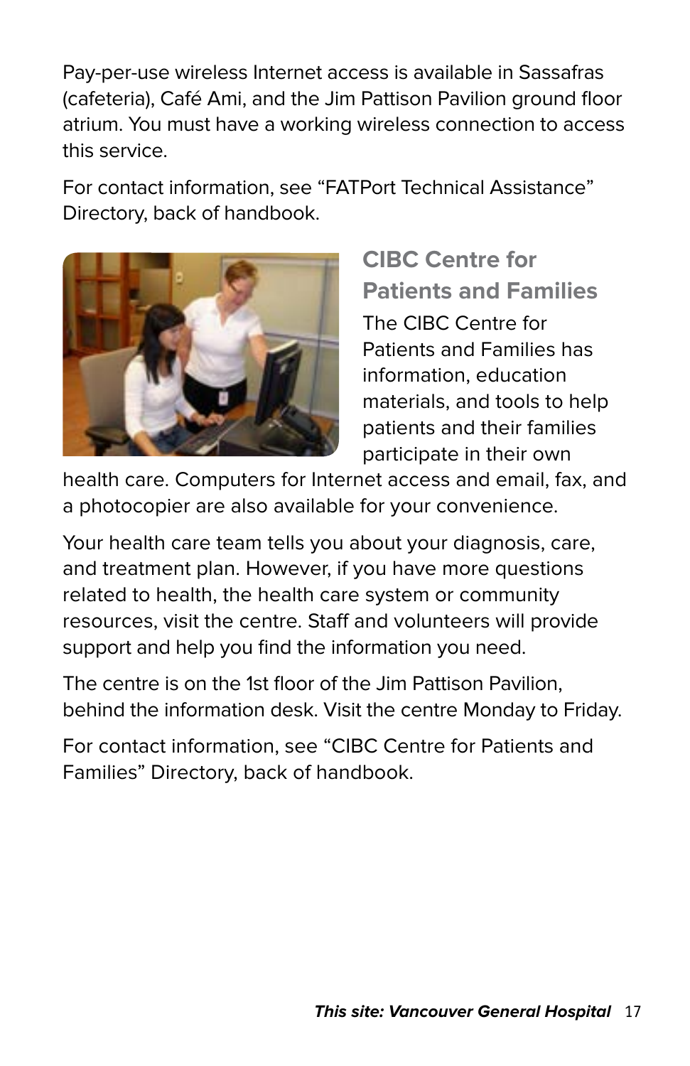Pay-per-use wireless Internet access is available in Sassafras (cafeteria), Café Ami, and the Jim Pattison Pavilion ground floor atrium. You must have a working wireless connection to access this service.

For contact information, see "FATPort Technical Assistance" Directory, back of handbook.

## CIBC Centre for Patients and Families

The CIBC Centre for Patients and Families has information, education materials, and tools to help patients and their families participate in their own health care. Computers for Internet access and email, fax, and a photocopier are also available for your convenience.

Your health care team tells you about your diagnosis, care, and treatment plan. However, if you have more questions related to health, the health care system or community resources, visit the centre. Staff and volunteers will provide support and help you find the information you need.

The centre is on the 1st floor of the Jim Pattison Pavilion, behind the information desk. Visit the centre Monday to Friday.

For contact information, see "CIBC Centre for Patients and Families" Directory, back of handbook.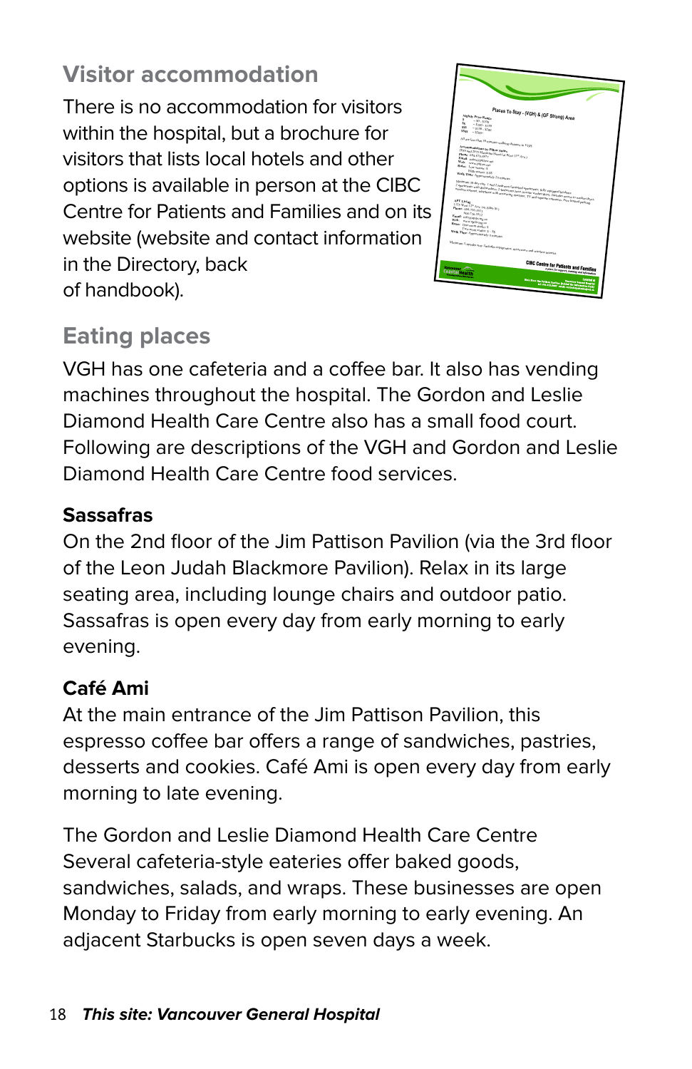## Visitor accommodation

There is no accommodation for visitors within the hospital, but a brochure for visitors that lists local hotels and other options is available in person at the CIBC Centre for Patients and Families and on its website (website and contact information in the Directory, back of handbook).

## Eating places

VGH has one cafeteria and a coffee bar. It also has vending machines throughout the hospital. The Gordon and Leslie Diamond Health Care Centre also has a small food court. Following are descriptions of the VGH and Gordon and Leslie Diamond Health Care Centre food services.

**Sassafras**

On the 2nd floor of the Jim Pattison Pavilion (via the 3rd floor of the Leon Judah Blackmore Pavilion). Relax in its large seating area, including lounge chairs and outdoor patio. Sassafras is open every day from early morning to early evening.

**Café Ami**

At the main entrance of the Jim Pattison Pavilion, this espresso coffee bar offers a range of sandwiches, pastries, desserts and cookies. Café Ami is open every day from early morning to late evening.

The Gordon and Leslie Diamond Health Care Centre
Several cafeteria-style eateries offer baked goods, sandwiches, salads, and wraps. These businesses are open Monday to Friday from early morning to early evening. An adjacent Starbucks is open seven days a week.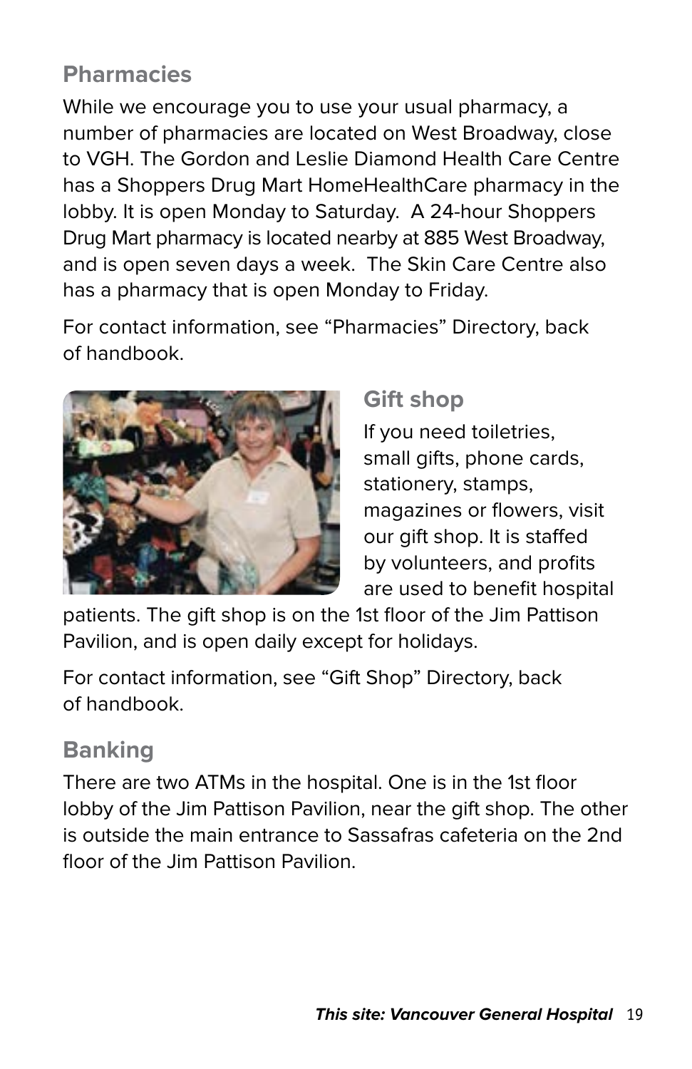## Pharmacies

While we encourage you to use your usual pharmacy, a number of pharmacies are located on West Broadway, close to VGH. The Gordon and Leslie Diamond Health Care Centre has a Shoppers Drug Mart HomeHealthCare pharmacy in the lobby. It is open Monday to Saturday. A 24-hour Shoppers Drug Mart pharmacy is located nearby at 885 West Broadway, and is open seven days a week. The Skin Care Centre also has a pharmacy that is open Monday to Friday.

For contact information, see "Pharmacies" Directory, back of handbook.

## Gift shop

If you need toiletries, small gifts, phone cards, stationery, stamps, magazines or flowers, visit our gift shop. It is staffed by volunteers, and profits are used to benefit hospital patients. The gift shop is on the 1st floor of the Jim Pattison Pavilion, and is open daily except for holidays.

For contact information, see "Gift Shop" Directory, back of handbook.

## Banking

There are two ATMs in the hospital. One is in the 1st floor lobby of the Jim Pattison Pavilion, near the gift shop. The other is outside the main entrance to Sassafras cafeteria on the 2nd floor of the Jim Pattison Pavilion.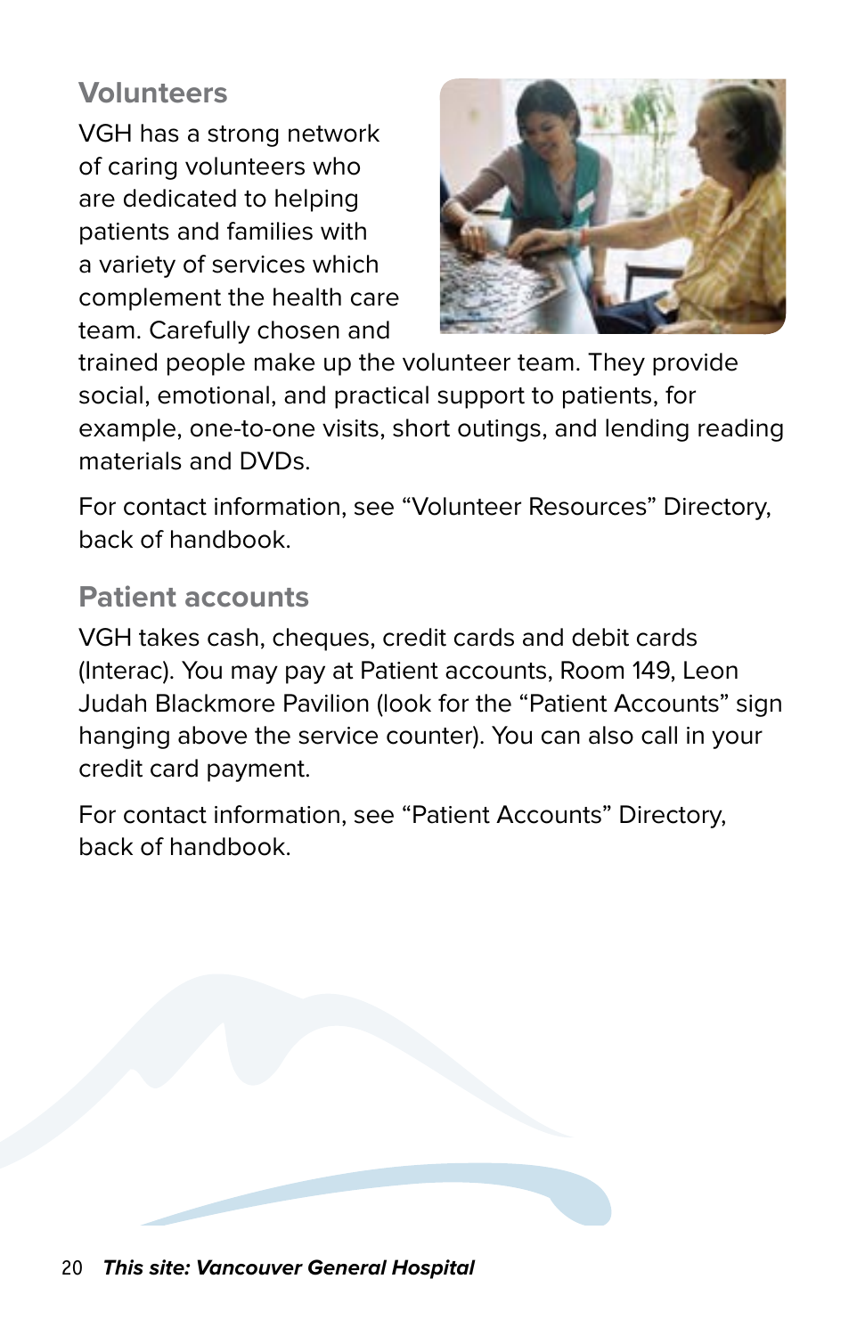## Volunteers

VGH has a strong network of caring volunteers who are dedicated to helping patients and families with a variety of services which complement the health care team. Carefully chosen and trained people make up the volunteer team. They provide social, emotional, and practical support to patients, for example, one-to-one visits, short outings, and lending reading materials and DVDs.

For contact information, see "Volunteer Resources" Directory, back of handbook.

## Patient accounts

VGH takes cash, cheques, credit cards and debit cards (Interac). You may pay at Patient accounts, Room 149, Leon Judah Blackmore Pavilion (look for the "Patient Accounts" sign hanging above the service counter). You can also call in your credit card payment.

For contact information, see "Patient Accounts" Directory, back of handbook.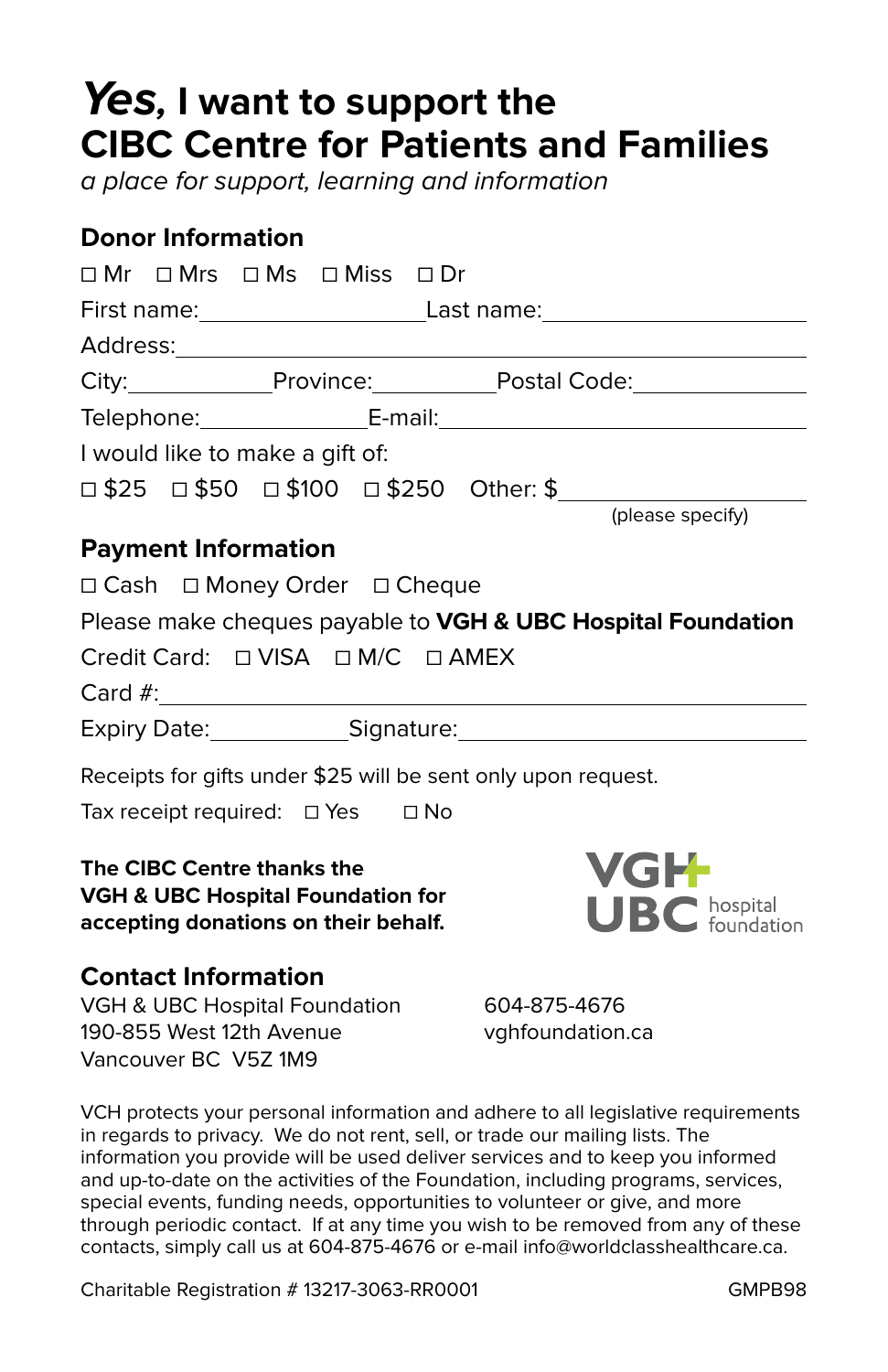# *Yes,* I want to support the CIBC Centre for Patients and Families

*a place for support, learning and information*

## Donor Information

☐ Mr ☐ Mrs ☐ Ms ☐ Miss ☐ Dr

First name:\_\_\_\_\_\_\_\_\_\_\_\_\_\_\_\_\_\_ Last name:\_\_\_\_\_\_\_\_\_\_\_\_\_\_\_\_\_\_\_\_\_\_

Address:\_\_\_\_\_\_\_\_\_\_\_\_\_\_\_\_\_\_\_\_\_\_\_\_\_\_\_\_\_\_\_\_\_\_\_\_\_\_\_\_\_\_\_\_\_\_\_\_\_\_

City:\_\_\_\_\_\_\_\_\_\_\_\_ Province:\_\_\_\_\_\_\_\_\_\_\_ Postal Code:\_\_\_\_\_\_\_\_\_\_\_\_\_

Telephone:\_\_\_\_\_\_\_\_\_\_\_\_\_\_\_ E-mail:\_\_\_\_\_\_\_\_\_\_\_\_\_\_\_\_\_\_\_\_\_\_\_\_\_\_\_\_\_\_

I would like to make a gift of:

☐ $25 ☐ $50 ☐ $100 ☐ $250 Other: $\_\_\_\_\_\_\_\_\_\_\_\_\_\_\_\_\_\_\_ (please specify)

## Payment Information

☐ Cash ☐ Money Order ☐ Cheque

Please make cheques payable to **VGH & UBC Hospital Foundation**

Credit Card: ☐ VISA ☐ M/C ☐ AMEX

Card #:\_\_\_\_\_\_\_\_\_\_\_\_\_\_\_\_\_\_\_\_\_\_\_\_\_\_\_\_\_\_\_\_\_\_\_\_\_\_\_\_\_\_\_\_\_\_\_\_\_\_\_

Expiry Date:\_\_\_\_\_\_\_\_\_\_\_\_ Signature:\_\_\_\_\_\_\_\_\_\_\_\_\_\_\_\_\_\_\_\_\_\_\_\_\_\_\_\_\_

Receipts for gifts under $25 will be sent only upon request.

Tax receipt required: ☐ Yes ☐ No

**The CIBC Centre thanks the VGH & UBC Hospital Foundation for accepting donations on their behalf.**

VGH UBC hospital foundation

## Contact Information

VGH & UBC Hospital Foundation
190-855 West 12th Avenue
Vancouver BC V5Z 1M9

604-875-4676
vghfoundation.ca

VCH protects your personal information and adhere to all legislative requirements in regards to privacy. We do not rent, sell, or trade our mailing lists. The information you provide will be used deliver services and to keep you informed and up-to-date on the activities of the Foundation, including programs, services, special events, funding needs, opportunities to volunteer or give, and more through periodic contact. If at any time you wish to be removed from any of these contacts, simply call us at 604-875-4676 or e-mail info@worldclasshealthcare.ca.

Charitable Registration # 13217-3063-RR0001 GMPB98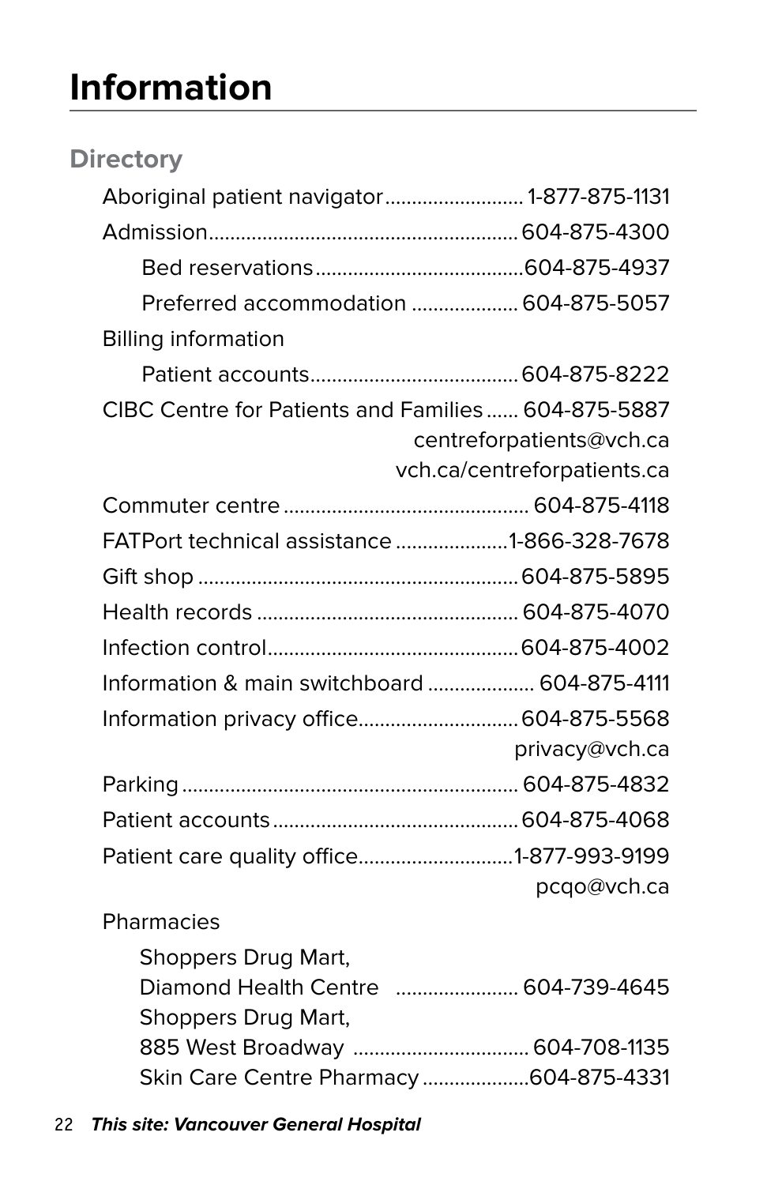# Information

## Directory

| | |
|---|---|
| Aboriginal patient navigator | 1-877-875-1131 |
| Admission | 604-875-4300 |
| Bed reservations | 604-875-4937 |
| Preferred accommodation | 604-875-5057 |
| Billing information | |
| Patient accounts | 604-875-8222 |
| CIBC Centre for Patients and Families | 604-875-5887<br>centreforpatients@vch.ca<br>vch.ca/centreforpatients.ca |
| Commuter centre | 604-875-4118 |
| FATPort technical assistance | 1-866-328-7678 |
| Gift shop | 604-875-5895 |
| Health records | 604-875-4070 |
| Infection control | 604-875-4002 |
| Information & main switchboard | 604-875-4111 |
| Information privacy office | 604-875-5568<br>privacy@vch.ca |
| Parking | 604-875-4832 |
| Patient accounts | 604-875-4068 |
| Patient care quality office | 1-877-993-9199<br>pcqo@vch.ca |
| Pharmacies | |
| Shoppers Drug Mart, Diamond Health Centre | 604-739-4645 |
| Shoppers Drug Mart, 885 West Broadway | 604-708-1135 |
| Skin Care Centre Pharmacy | 604-875-4331 |

***This site: Vancouver General Hospital***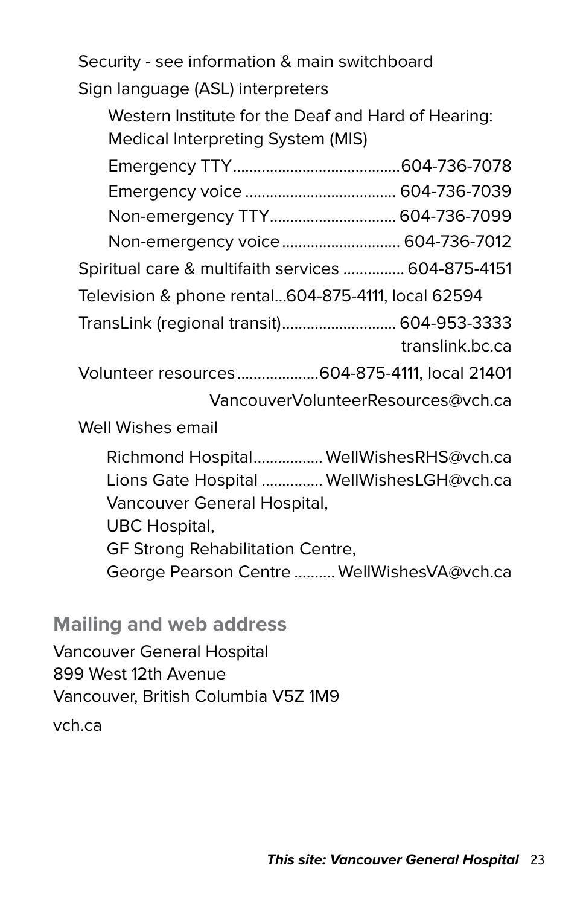Security - see information & main switchboard

Sign language (ASL) interpreters

- Western Institute for the Deaf and Hard of Hearing: Medical Interpreting System (MIS)
  - Emergency TTY........................................604-736-7078
  - Emergency voice .................................... 604-736-7039
  - Non-emergency TTY.............................. 604-736-7099
  - Non-emergency voice............................ 604-736-7012

Spiritual care & multifaith services ............... 604-875-4151

Television & phone rental...604-875-4111, local 62594

TransLink (regional transit)........................... 604-953-3333
translink.bc.ca

Volunteer resources....................604-875-4111, local 21401
VancouverVolunteerResources@vch.ca

Well Wishes email

- Richmond Hospital................. WellWishesRHS@vch.ca
- Lions Gate Hospital ............... WellWishesLGH@vch.ca
- Vancouver General Hospital,
  UBC Hospital,
  GF Strong Rehabilitation Centre,
  George Pearson Centre .......... WellWishesVA@vch.ca

## Mailing and web address

Vancouver General Hospital
899 West 12th Avenue
Vancouver, British Columbia V5Z 1M9

vch.ca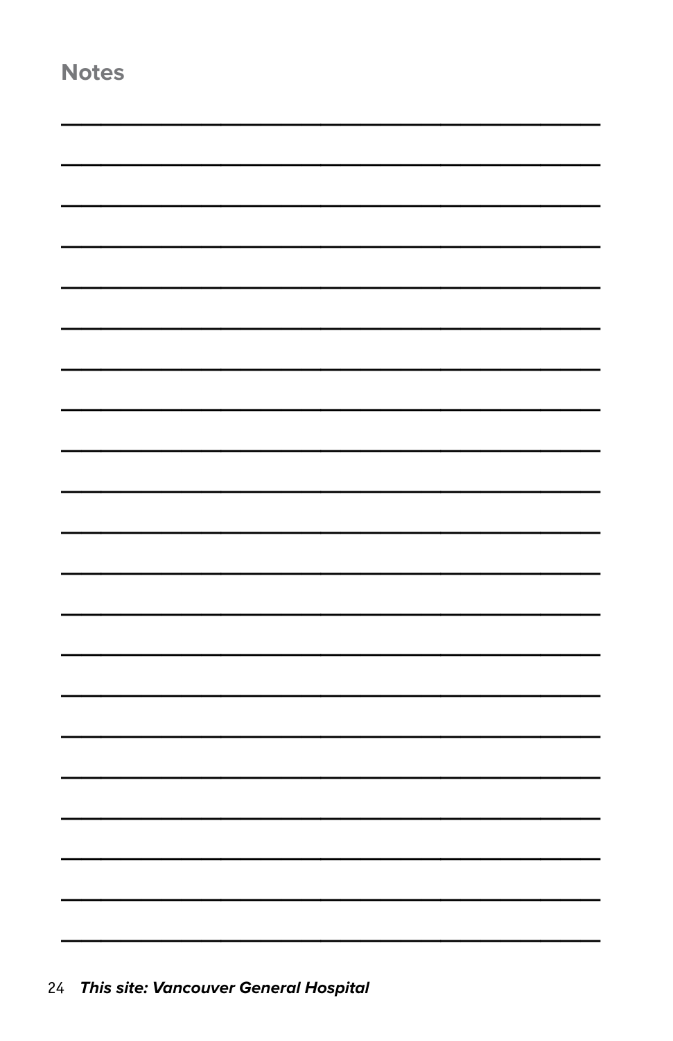## Notes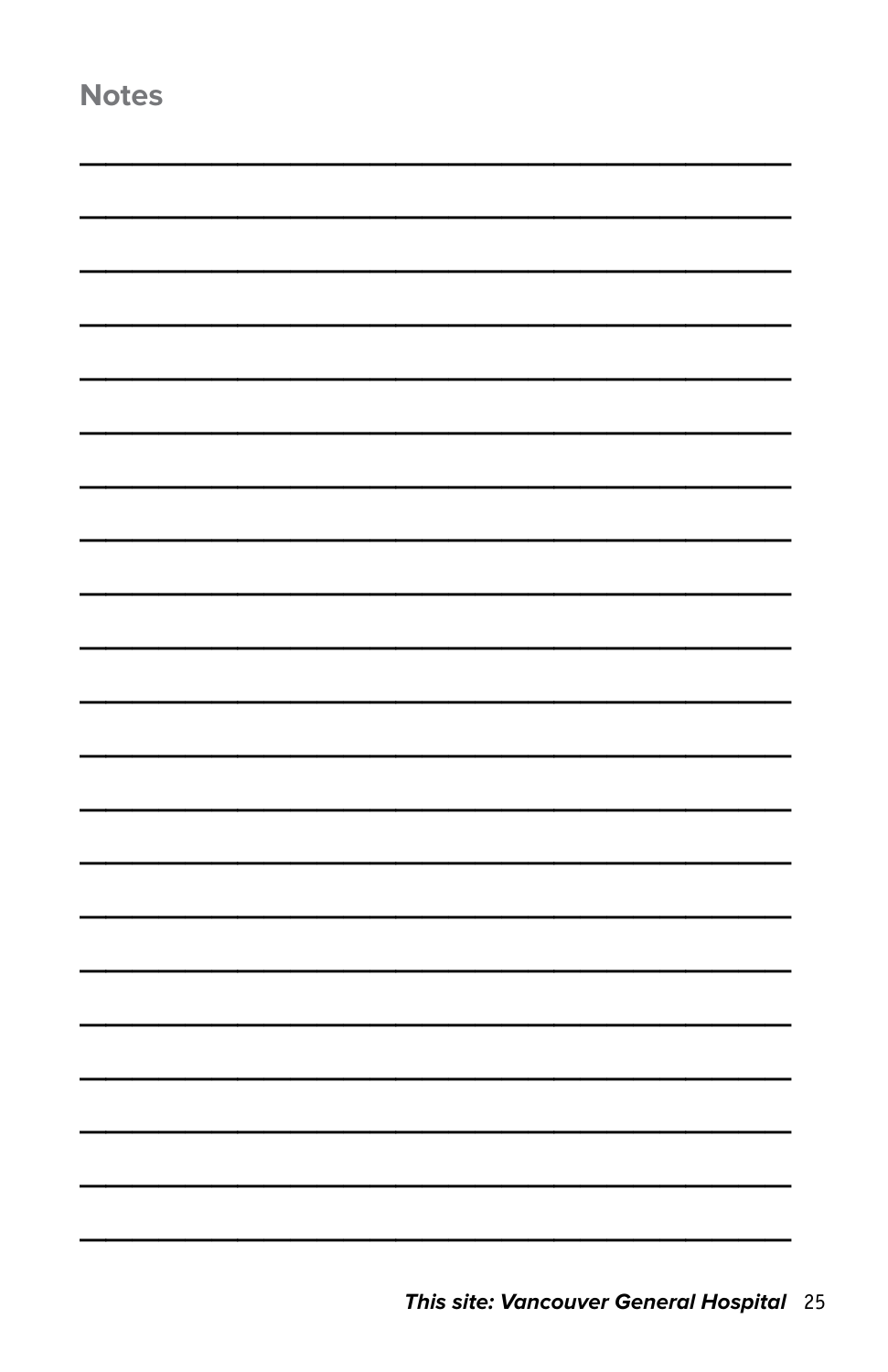## Notes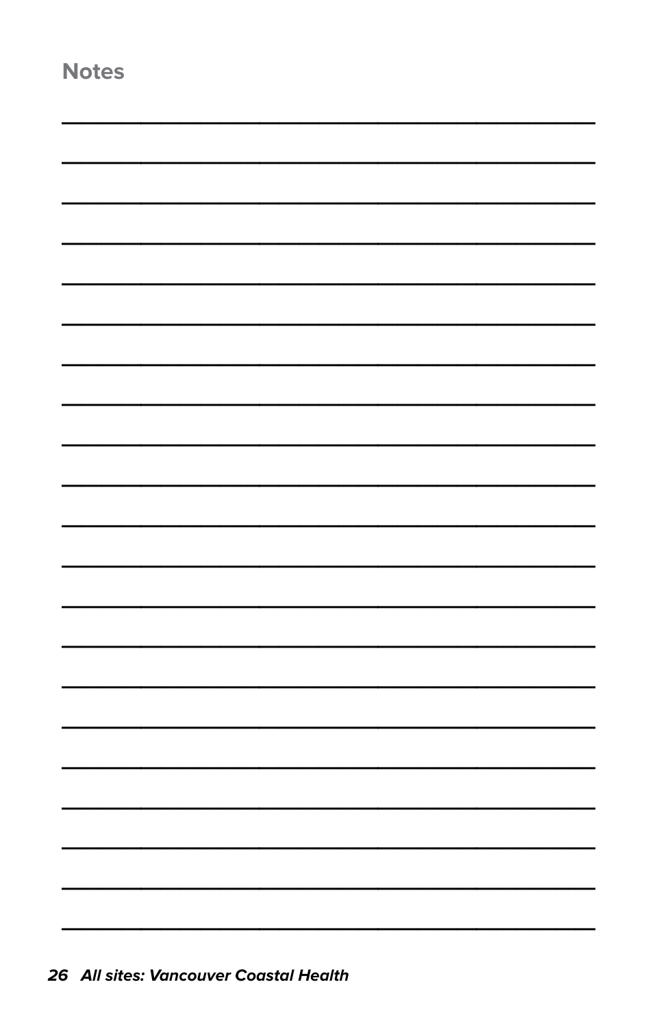## Notes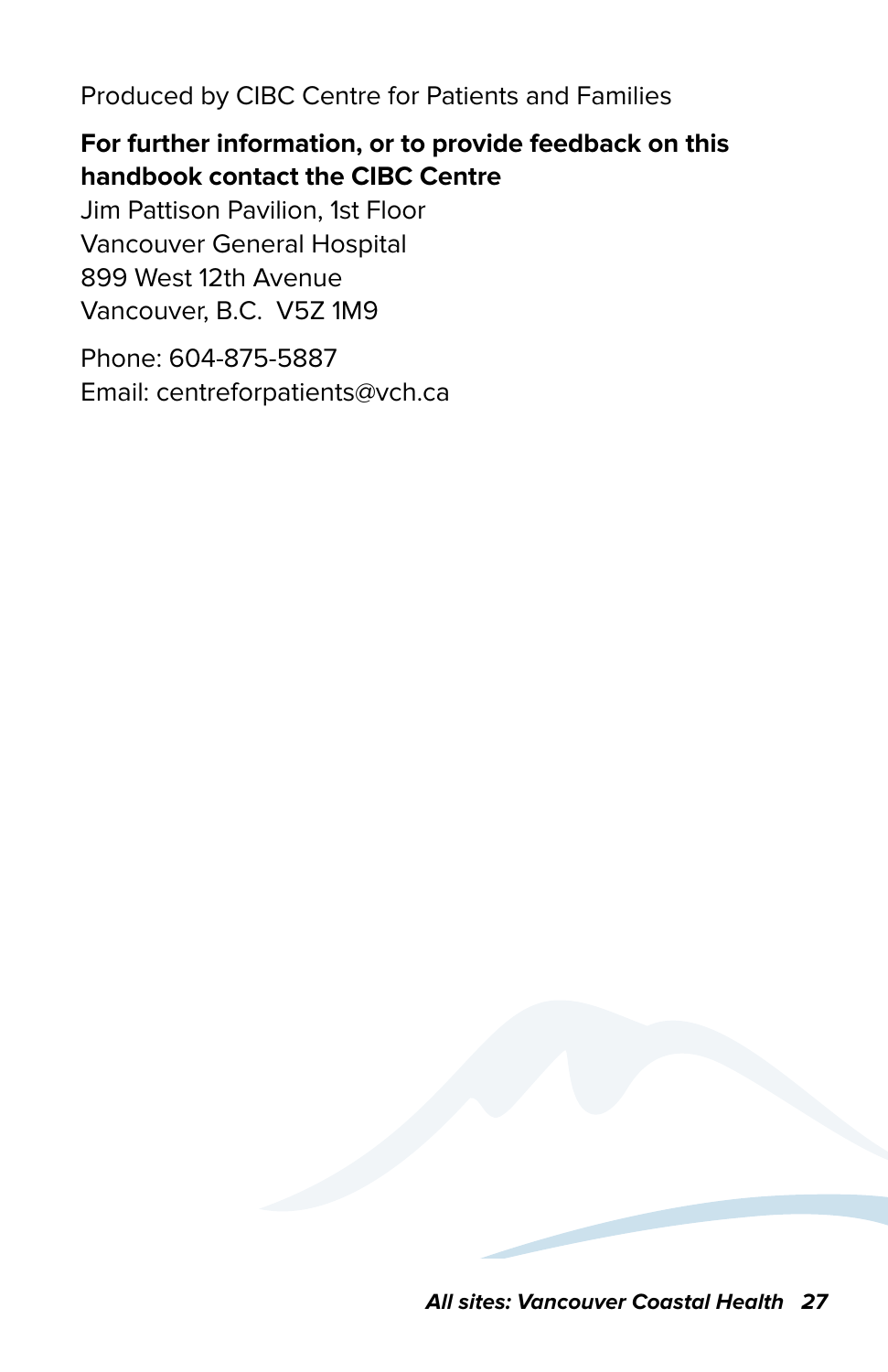Produced by CIBC Centre for Patients and Families

**For further information, or to provide feedback on this handbook contact the CIBC Centre**
Jim Pattison Pavilion, 1st Floor
Vancouver General Hospital
899 West 12th Avenue
Vancouver, B.C.  V5Z 1M9

Phone: 604-875-5887
Email: centreforpatients@vch.ca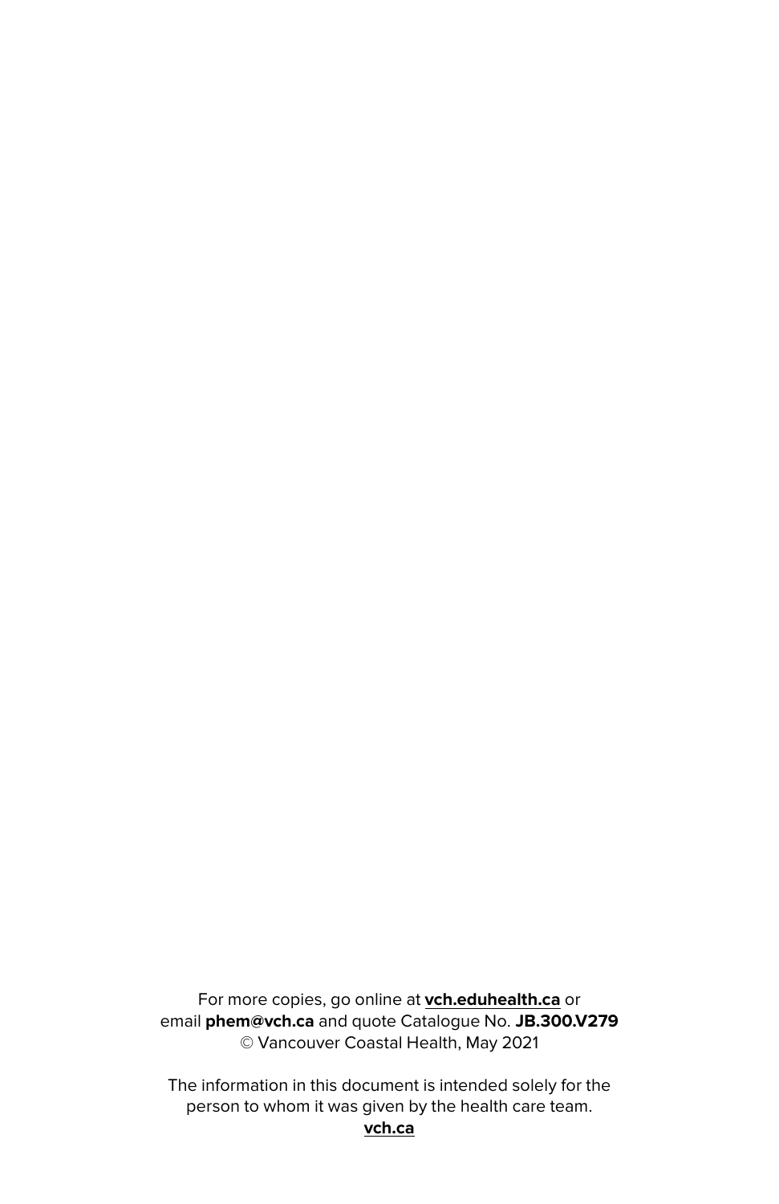For more copies, go online at **vch.eduhealth.ca** or
email **phem@vch.ca** and quote Catalogue No. **JB.300.V279**
© Vancouver Coastal Health, May 2021

The information in this document is intended solely for the person to whom it was given by the health care team.
**vch.ca**